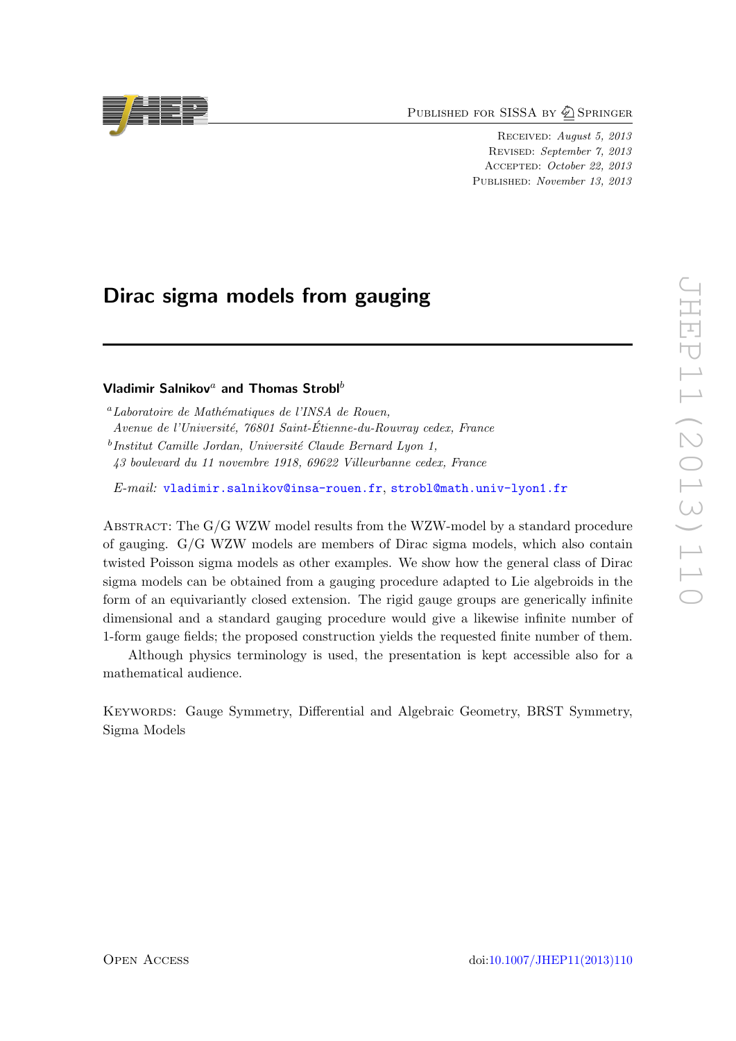Received: *August 5, 2013*
Revised: *September 7, 2013*
Accepted: *October 22, 2013*
Published: *November 13, 2013*

# Dirac sigma models from gauging

**Vladimir Salnikov**[a] **and Thomas Strobl**[b]

[a] *Laboratoire de Mathématiques de l'INSA de Rouen, Avenue de l'Université, 76801 Saint-Étienne-du-Rouvray cedex, France*

[b] *Institut Camille Jordan, Université Claude Bernard Lyon 1, 43 boulevard du 11 novembre 1918, 69622 Villeurbanne cedex, France*

*E-mail:* vladimir.salnikov@insa-rouen.fr, strobl@math.univ-lyon1.fr

Abstract: The G/G WZW model results from the WZW-model by a standard procedure of gauging. G/G WZW models are members of Dirac sigma models, which also contain twisted Poisson sigma models as other examples. We show how the general class of Dirac sigma models can be obtained from a gauging procedure adapted to Lie algebroids in the form of an equivariantly closed extension. The rigid gauge groups are generically infinite dimensional and a standard gauging procedure would give a likewise infinite number of 1-form gauge fields; the proposed construction yields the requested finite number of them.

Although physics terminology is used, the presentation is kept accessible also for a mathematical audience.

Keywords: Gauge Symmetry, Differential and Algebraic Geometry, BRST Symmetry, Sigma Models

Open Access

doi:10.1007/JHEP11(2013)110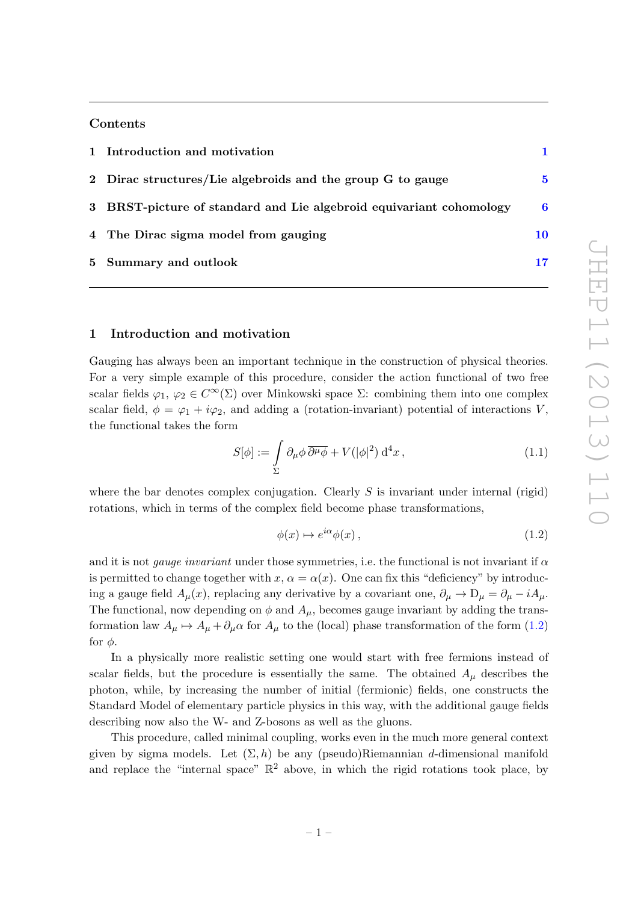Contents

1 Introduction and motivation 1

2 Dirac structures/Lie algebroids and the group G to gauge 5

3 BRST-picture of standard and Lie algebroid equivariant cohomology 6

4 The Dirac sigma model from gauging 10

5 Summary and outlook 17

## 1 Introduction and motivation

Gauging has always been an important technique in the construction of physical theories. For a very simple example of this procedure, consider the action functional of two free scalar fields $\varphi_1$, $\varphi_2 \in C^\infty(\Sigma)$ over Minkowski space $\Sigma$: combining them into one complex scalar field, $\phi = \varphi_1 + i\varphi_2$, and adding a (rotation-invariant) potential of interactions $V$, the functional takes the form

$$S[\phi] := \int\limits_\Sigma \partial_\mu \phi \, \overline{\partial^\mu \phi} + V(|\phi|^2) \, \mathrm{d}^4 x \,, \tag{1.1}$$

where the bar denotes complex conjugation. Clearly $S$ is invariant under internal (rigid) rotations, which in terms of the complex field become phase transformations,

$$\phi(x) \mapsto e^{i\alpha} \phi(x) \,, \tag{1.2}$$

and it is not *gauge invariant* under those symmetries, i.e. the functional is not invariant if $\alpha$ is permitted to change together with $x$, $\alpha = \alpha(x)$. One can fix this "deficiency" by introducing a gauge field $A_\mu(x)$, replacing any derivative by a covariant one, $\partial_\mu \to \mathrm{D}_\mu = \partial_\mu - iA_\mu$. The functional, now depending on $\phi$ and $A_\mu$, becomes gauge invariant by adding the transformation law $A_\mu \mapsto A_\mu + \partial_\mu \alpha$ for $A_\mu$ to the (local) phase transformation of the form (1.2) for $\phi$.

In a physically more realistic setting one would start with free fermions instead of scalar fields, but the procedure is essentially the same. The obtained $A_\mu$ describes the photon, while, by increasing the number of initial (fermionic) fields, one constructs the Standard Model of elementary particle physics in this way, with the additional gauge fields describing now also the W- and Z-bosons as well as the gluons.

This procedure, called minimal coupling, works even in the much more general context given by sigma models. Let $(\Sigma, h)$ be any (pseudo)Riemannian $d$-dimensional manifold and replace the "internal space" $\mathbb{R}^2$ above, in which the rigid rotations took place, by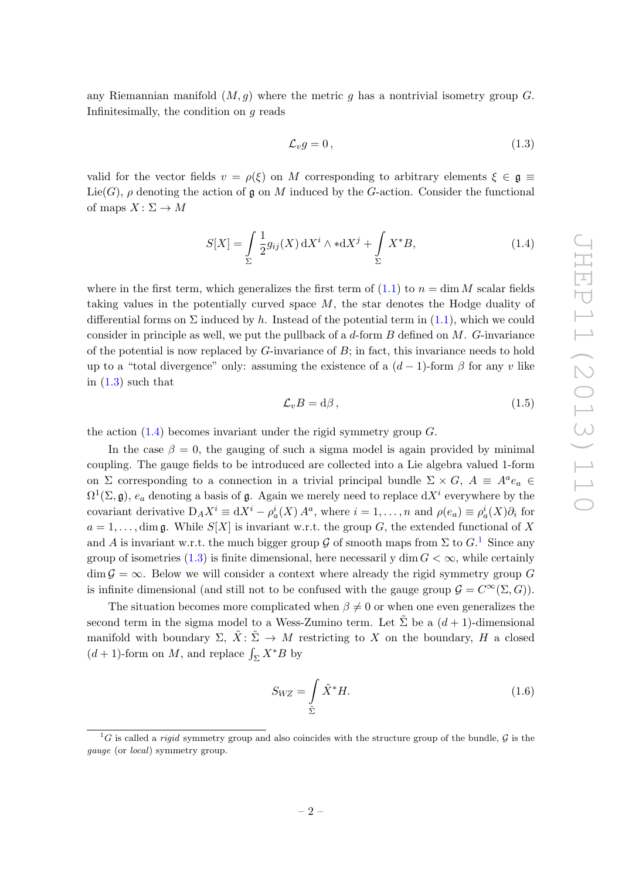any Riemannian manifold $(M, g)$ where the metric $g$ has a nontrivial isometry group $G$. Infinitesimally, the condition on $g$ reads

$$\mathcal{L}_v g = 0\,, \tag{1.3}$$

valid for the vector fields $v = \rho(\xi)$ on $M$ corresponding to arbitrary elements $\xi \in \mathfrak{g} \equiv \mathrm{Lie}(G)$, $\rho$ denoting the action of $\mathfrak{g}$ on $M$ induced by the $G$-action. Consider the functional of maps $X\colon \Sigma \to M$

$$S[X] = \int\limits_{\Sigma} \frac{1}{2} g_{ij}(X)\, \mathrm{d}X^i \wedge * \mathrm{d}X^j + \int\limits_{\Sigma} X^* B, \tag{1.4}$$

where in the first term, which generalizes the first term of (1.1) to $n = \dim M$ scalar fields taking values in the potentially curved space $M$, the star denotes the Hodge duality of differential forms on $\Sigma$ induced by $h$. Instead of the potential term in (1.1), which we could consider in principle as well, we put the pullback of a $d$-form $B$ defined on $M$. $G$-invariance of the potential is now replaced by $G$-invariance of $B$; in fact, this invariance needs to hold up to a "total divergence" only: assuming the existence of a $(d-1)$-form $\beta$ for any $v$ like in (1.3) such that

$$\mathcal{L}_v B = \mathrm{d}\beta\,, \tag{1.5}$$

the action (1.4) becomes invariant under the rigid symmetry group $G$.

In the case $\beta = 0$, the gauging of such a sigma model is again provided by minimal coupling. The gauge fields to be introduced are collected into a Lie algebra valued 1-form on $\Sigma$ corresponding to a connection in a trivial principal bundle $\Sigma \times G$, $A \equiv A^a e_a \in \Omega^1(\Sigma, \mathfrak{g})$, $e_a$ denoting a basis of $\mathfrak{g}$. Again we merely need to replace $\mathrm{d}X^i$ everywhere by the covariant derivative $\mathrm{D}_A X^i \equiv \mathrm{d}X^i - \rho^i_a(X)\, A^a$, where $i = 1, \ldots, n$ and $\rho(e_a) \equiv \rho^i_a(X)\partial_i$ for $a = 1, \ldots, \dim \mathfrak{g}$. While $S[X]$ is invariant w.r.t. the group $G$, the extended functional of $X$ and $A$ is invariant w.r.t. the much bigger group $\mathcal{G}$ of smooth maps from $\Sigma$ to $G$.[1] Since any group of isometries (1.3) is finite dimensional, here necessaril y $\dim G < \infty$, while certainly $\dim \mathcal{G} = \infty$. Below we will consider a context where already the rigid symmetry group $G$ is infinite dimensional (and still not to be confused with the gauge group $\mathcal{G} = C^\infty(\Sigma, G)$).

The situation becomes more complicated when $\beta \neq 0$ or when one even generalizes the second term in the sigma model to a Wess-Zumino term. Let $\tilde{\Sigma}$ be a $(d+1)$-dimensional manifold with boundary $\Sigma$, $\tilde{X}\colon \tilde{\Sigma} \to M$ restricting to $X$ on the boundary, $H$ a closed $(d+1)$-form on $M$, and replace $\int_\Sigma X^* B$ by

$$S_{WZ} = \int\limits_{\tilde{\Sigma}} \tilde{X}^* H. \tag{1.6}$$

[1] $G$ is called a *rigid* symmetry group and also coincides with the structure group of the bundle, $\mathcal{G}$ is the *gauge* (or *local*) symmetry group.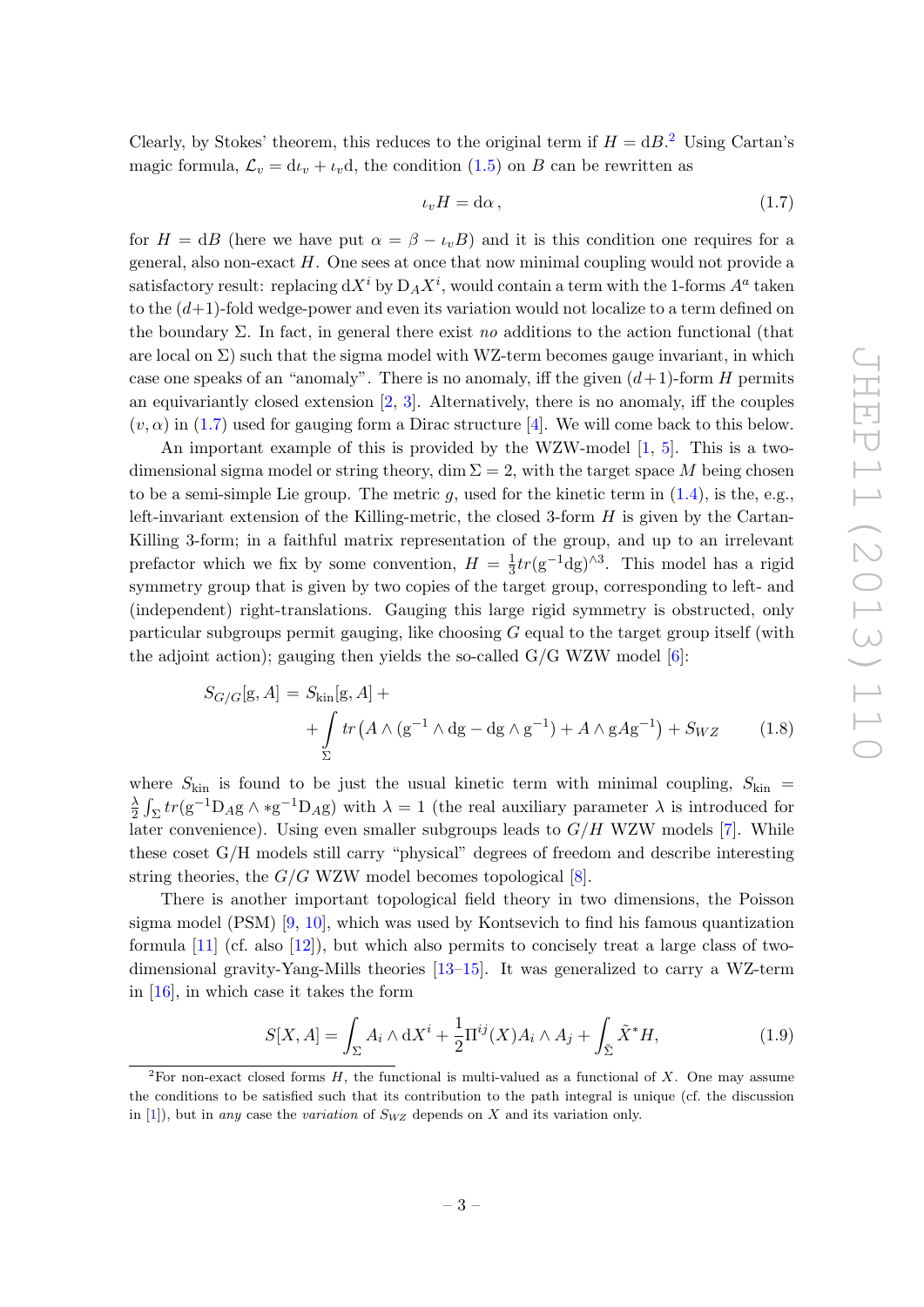Clearly, by Stokes' theorem, this reduces to the original term if $H = \mathrm{d}B$.[2] Using Cartan's magic formula, $\mathcal{L}_v = \mathrm{d}\iota_v + \iota_v \mathrm{d}$, the condition (1.5) on $B$ can be rewritten as

$$\iota_v H = \mathrm{d}\alpha \,, \tag{1.7}$$

for $H = \mathrm{d}B$ (here we have put $\alpha = \beta - \iota_v B$) and it is this condition one requires for a general, also non-exact $H$. One sees at once that now minimal coupling would not provide a satisfactory result: replacing $\mathrm{d}X^i$ by $\mathrm{D}_A X^i$, would contain a term with the 1-forms $A^a$ taken to the $(d+1)$-fold wedge-power and even its variation would not localize to a term defined on the boundary $\Sigma$. In fact, in general there exist *no* additions to the action functional (that are local on $\Sigma$) such that the sigma model with WZ-term becomes gauge invariant, in which case one speaks of an "anomaly". There is no anomaly, iff the given $(d+1)$-form $H$ permits an equivariantly closed extension [2, 3]. Alternatively, there is no anomaly, iff the couples $(v, \alpha)$ in (1.7) used for gauging form a Dirac structure [4]. We will come back to this below.

An important example of this is provided by the WZW-model [1, 5]. This is a two-dimensional sigma model or string theory, $\dim \Sigma = 2$, with the target space $M$ being chosen to be a semi-simple Lie group. The metric $g$, used for the kinetic term in (1.4), is the, e.g., left-invariant extension of the Killing-metric, the closed 3-form $H$ is given by the Cartan-Killing 3-form; in a faithful matrix representation of the group, and up to an irrelevant prefactor which we fix by some convention, $H = \frac{1}{3} tr(\mathrm{g}^{-1}\mathrm{dg})^{\wedge 3}$. This model has a rigid symmetry group that is given by two copies of the target group, corresponding to left- and (independent) right-translations. Gauging this large rigid symmetry is obstructed, only particular subgroups permit gauging, like choosing $G$ equal to the target group itself (with the adjoint action); gauging then yields the so-called G/G WZW model [6]:

$$\begin{aligned} S_{G/G}[\mathrm{g}, A] = \; & S_{\mathrm{kin}}[\mathrm{g}, A] + \\ & + \int_\Sigma tr\left(A \wedge (\mathrm{g}^{-1} \wedge \mathrm{dg} - \mathrm{dg} \wedge \mathrm{g}^{-1}) + A \wedge \mathrm{g} A \mathrm{g}^{-1}\right) + S_{WZ} \end{aligned} \tag{1.8}$$

where $S_{\mathrm{kin}}$ is found to be just the usual kinetic term with minimal coupling, $S_{\mathrm{kin}} = \frac{\lambda}{2} \int_\Sigma tr(\mathrm{g}^{-1} \mathrm{D}_A \mathrm{g} \wedge * \mathrm{g}^{-1} \mathrm{D}_A \mathrm{g})$ with $\lambda = 1$ (the real auxiliary parameter $\lambda$ is introduced for later convenience). Using even smaller subgroups leads to $G/H$ WZW models [7]. While these coset G/H models still carry "physical" degrees of freedom and describe interesting string theories, the $G/G$ WZW model becomes topological [8].

There is another important topological field theory in two dimensions, the Poisson sigma model (PSM) [9, 10], which was used by Kontsevich to find his famous quantization formula [11] (cf. also [12]), but which also permits to concisely treat a large class of two-dimensional gravity-Yang-Mills theories [13–15]. It was generalized to carry a WZ-term in [16], in which case it takes the form

$$S[X, A] = \int_\Sigma A_i \wedge \mathrm{d}X^i + \frac{1}{2} \Pi^{ij}(X) A_i \wedge A_j + \int_{\tilde{\Sigma}} \tilde{X}^* H, \tag{1.9}$$

[2] For non-exact closed forms $H$, the functional is multi-valued as a functional of $X$. One may assume the conditions to be satisfied such that its contribution to the path integral is unique (cf. the discussion in [1]), but in *any* case the *variation* of $S_{WZ}$ depends on $X$ and its variation only.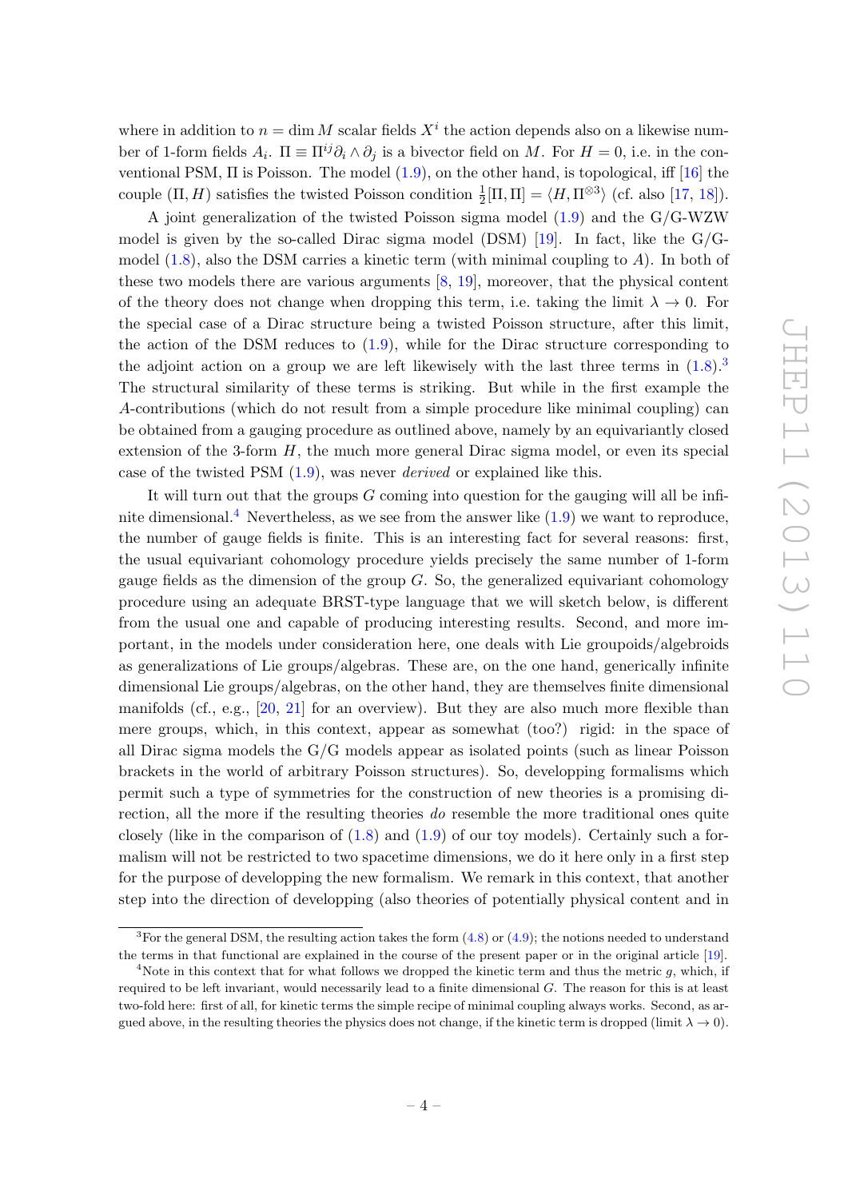where in addition to $n = \dim M$ scalar fields $X^i$ the action depends also on a likewise number of 1-form fields $A_i$. $\Pi \equiv \Pi^{ij}\partial_i \wedge \partial_j$ is a bivector field on $M$. For $H = 0$, i.e. in the conventional PSM, $\Pi$ is Poisson. The model (1.9), on the other hand, is topological, iff [16] the couple $(\Pi, H)$ satisfies the twisted Poisson condition $\frac{1}{2}[\Pi,\Pi] = \langle H, \Pi^{\otimes 3}\rangle$ (cf. also [17, 18]).

A joint generalization of the twisted Poisson sigma model (1.9) and the G/G-WZW model is given by the so-called Dirac sigma model (DSM) [19]. In fact, like the G/G-model (1.8), also the DSM carries a kinetic term (with minimal coupling to $A$). In both of these two models there are various arguments [8, 19], moreover, that the physical content of the theory does not change when dropping this term, i.e. taking the limit $\lambda \to 0$. For the special case of a Dirac structure being a twisted Poisson structure, after this limit, the action of the DSM reduces to (1.9), while for the Dirac structure corresponding to the adjoint action on a group we are left likewisely with the last three terms in (1.8).[3] The structural similarity of these terms is striking. But while in the first example the $A$-contributions (which do not result from a simple procedure like minimal coupling) can be obtained from a gauging procedure as outlined above, namely by an equivariantly closed extension of the 3-form $H$, the much more general Dirac sigma model, or even its special case of the twisted PSM (1.9), was never *derived* or explained like this.

It will turn out that the groups $G$ coming into question for the gauging will all be infinite dimensional.[4] Nevertheless, as we see from the answer like (1.9) we want to reproduce, the number of gauge fields is finite. This is an interesting fact for several reasons: first, the usual equivariant cohomology procedure yields precisely the same number of 1-form gauge fields as the dimension of the group $G$. So, the generalized equivariant cohomology procedure using an adequate BRST-type language that we will sketch below, is different from the usual one and capable of producing interesting results. Second, and more important, in the models under consideration here, one deals with Lie groupoids/algebroids as generalizations of Lie groups/algebras. These are, on the one hand, generically infinite dimensional Lie groups/algebras, on the other hand, they are themselves finite dimensional manifolds (cf., e.g., [20, 21] for an overview). But they are also much more flexible than mere groups, which, in this context, appear as somewhat (too?) rigid: in the space of all Dirac sigma models the G/G models appear as isolated points (such as linear Poisson brackets in the world of arbitrary Poisson structures). So, developping formalisms which permit such a type of symmetries for the construction of new theories is a promising direction, all the more if the resulting theories *do* resemble the more traditional ones quite closely (like in the comparison of (1.8) and (1.9) of our toy models). Certainly such a formalism will not be restricted to two spacetime dimensions, we do it here only in a first step for the purpose of developping the new formalism. We remark in this context, that another step into the direction of developping (also theories of potentially physical content and in

[3] For the general DSM, the resulting action takes the form (4.8) or (4.9); the notions needed to understand the terms in that functional are explained in the course of the present paper or in the original article [19].

[4] Note in this context that for what follows we dropped the kinetic term and thus the metric $g$, which, if required to be left invariant, would necessarily lead to a finite dimensional $G$. The reason for this is at least two-fold here: first of all, for kinetic terms the simple recipe of minimal coupling always works. Second, as argued above, in the resulting theories the physics does not change, if the kinetic term is dropped (limit $\lambda \to 0$).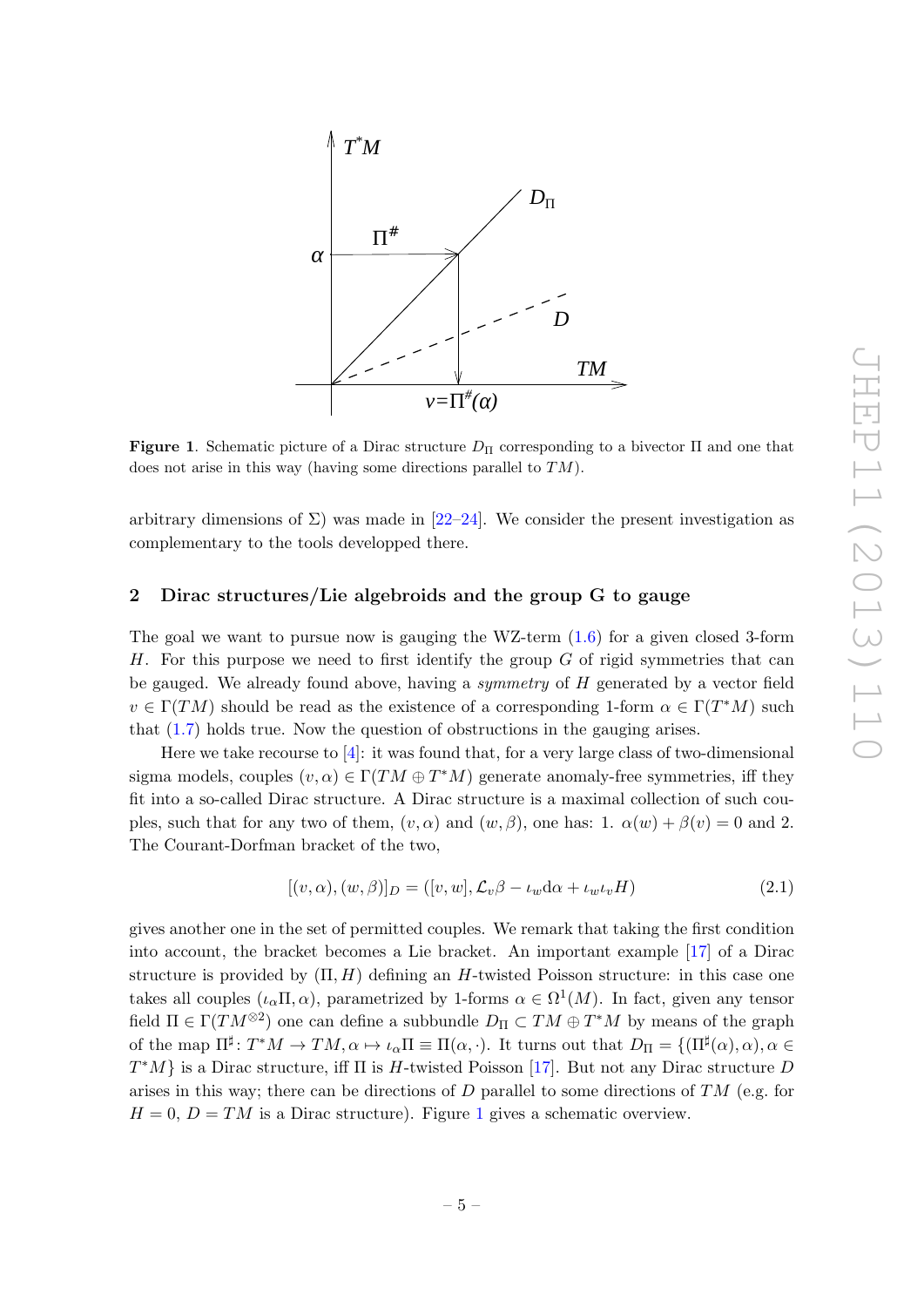**Figure 1**. Schematic picture of a Dirac structure $D_\Pi$ corresponding to a bivector $\Pi$ and one that does not arise in this way (having some directions parallel to $TM$).

arbitrary dimensions of $\Sigma$) was made in [22–24]. We consider the present investigation as complementary to the tools developped there.

## 2 Dirac structures/Lie algebroids and the group G to gauge

The goal we want to pursue now is gauging the WZ-term (1.6) for a given closed 3-form $H$. For this purpose we need to first identify the group $G$ of rigid symmetries that can be gauged. We already found above, having a *symmetry* of $H$ generated by a vector field $v \in \Gamma(TM)$ should be read as the existence of a corresponding 1-form $\alpha \in \Gamma(T^*M)$ such that (1.7) holds true. Now the question of obstructions in the gauging arises.

Here we take recourse to [4]: it was found that, for a very large class of two-dimensional sigma models, couples $(v, \alpha) \in \Gamma(TM \oplus T^*M)$ generate anomaly-free symmetries, iff they fit into a so-called Dirac structure. A Dirac structure is a maximal collection of such couples, such that for any two of them, $(v, \alpha)$ and $(w, \beta)$, one has: 1. $\alpha(w) + \beta(v) = 0$ and 2. The Courant-Dorfman bracket of the two,

$$[(v, \alpha), (w, \beta)]_D = ([v, w], \mathcal{L}_v \beta - \iota_w \mathrm{d}\alpha + \iota_w \iota_v H) \tag{2.1}$$

gives another one in the set of permitted couples. We remark that taking the first condition into account, the bracket becomes a Lie bracket. An important example [17] of a Dirac structure is provided by $(\Pi, H)$ defining an $H$-twisted Poisson structure: in this case one takes all couples $(\iota_\alpha \Pi, \alpha)$, parametrized by 1-forms $\alpha \in \Omega^1(M)$. In fact, given any tensor field $\Pi \in \Gamma(TM^{\otimes 2})$ one can define a subbundle $D_\Pi \subset TM \oplus T^*M$ by means of the graph of the map $\Pi^\sharp \colon T^*M \to TM, \alpha \mapsto \iota_\alpha \Pi \equiv \Pi(\alpha, \cdot)$. It turns out that $D_\Pi = \{(\Pi^\sharp(\alpha), \alpha), \alpha \in T^*M\}$ is a Dirac structure, iff $\Pi$ is $H$-twisted Poisson [17]. But not any Dirac structure $D$ arises in this way; there can be directions of $D$ parallel to some directions of $TM$ (e.g. for $H = 0$, $D = TM$ is a Dirac structure). Figure 1 gives a schematic overview.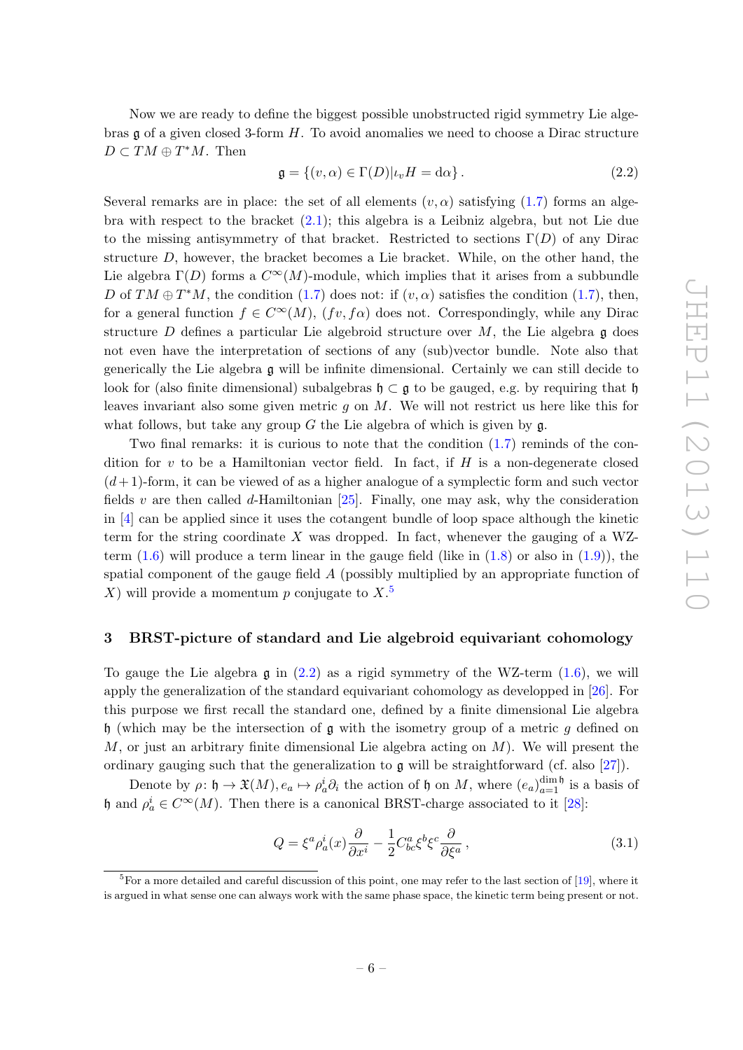Now we are ready to define the biggest possible unobstructed rigid symmetry Lie algebras $\mathfrak{g}$ of a given closed 3-form $H$. To avoid anomalies we need to choose a Dirac structure $D \subset TM \oplus T^*M$. Then

$$\mathfrak{g} = \{(v, \alpha) \in \Gamma(D) | \iota_v H = \mathrm{d}\alpha\} . \tag{2.2}$$

Several remarks are in place: the set of all elements $(v, \alpha)$ satisfying (1.7) forms an algebra with respect to the bracket (2.1); this algebra is a Leibniz algebra, but not Lie due to the missing antisymmetry of that bracket. Restricted to sections $\Gamma(D)$ of any Dirac structure $D$, however, the bracket becomes a Lie bracket. While, on the other hand, the Lie algebra $\Gamma(D)$ forms a $C^\infty(M)$-module, which implies that it arises from a subbundle $D$ of $TM \oplus T^*M$, the condition (1.7) does not: if $(v, \alpha)$ satisfies the condition (1.7), then, for a general function $f \in C^\infty(M)$, $(fv, f\alpha)$ does not. Correspondingly, while any Dirac structure $D$ defines a particular Lie algebroid structure over $M$, the Lie algebra $\mathfrak{g}$ does not even have the interpretation of sections of any (sub)vector bundle. Note also that generically the Lie algebra $\mathfrak{g}$ will be infinite dimensional. Certainly we can still decide to look for (also finite dimensional) subalgebras $\mathfrak{h} \subset \mathfrak{g}$ to be gauged, e.g. by requiring that $\mathfrak{h}$ leaves invariant also some given metric $g$ on $M$. We will not restrict us here like this for what follows, but take any group $G$ the Lie algebra of which is given by $\mathfrak{g}$.

Two final remarks: it is curious to note that the condition (1.7) reminds of the condition for $v$ to be a Hamiltonian vector field. In fact, if $H$ is a non-degenerate closed $(d+1)$-form, it can be viewed of as a higher analogue of a symplectic form and such vector fields $v$ are then called $d$-Hamiltonian [25]. Finally, one may ask, why the consideration in [4] can be applied since it uses the cotangent bundle of loop space although the kinetic term for the string coordinate $X$ was dropped. In fact, whenever the gauging of a WZ-term (1.6) will produce a term linear in the gauge field (like in (1.8) or also in (1.9)), the spatial component of the gauge field $A$ (possibly multiplied by an appropriate function of $X$) will provide a momentum $p$ conjugate to $X$.[5]

## 3 BRST-picture of standard and Lie algebroid equivariant cohomology

To gauge the Lie algebra $\mathfrak{g}$ in (2.2) as a rigid symmetry of the WZ-term (1.6), we will apply the generalization of the standard equivariant cohomology as developped in [26]. For this purpose we first recall the standard one, defined by a finite dimensional Lie algebra $\mathfrak{h}$ (which may be the intersection of $\mathfrak{g}$ with the isometry group of a metric $g$ defined on $M$, or just an arbitrary finite dimensional Lie algebra acting on $M$). We will present the ordinary gauging such that the generalization to $\mathfrak{g}$ will be straightforward (cf. also [27]).

Denote by $\rho\colon \mathfrak{h} \to \mathfrak{X}(M), e_a \mapsto \rho_a^i \partial_i$ the action of $\mathfrak{h}$ on $M$, where $(e_a)_{a=1}^{\dim \mathfrak{h}}$ is a basis of $\mathfrak{h}$ and $\rho_a^i \in C^\infty(M)$. Then there is a canonical BRST-charge associated to it [28]:

$$Q = \xi^a \rho_a^i(x) \frac{\partial}{\partial x^i} - \frac{1}{2} C^a_{bc} \xi^b \xi^c \frac{\partial}{\partial \xi^a} , \tag{3.1}$$

[5] For a more detailed and careful discussion of this point, one may refer to the last section of [19], where it is argued in what sense one can always work with the same phase space, the kinetic term being present or not.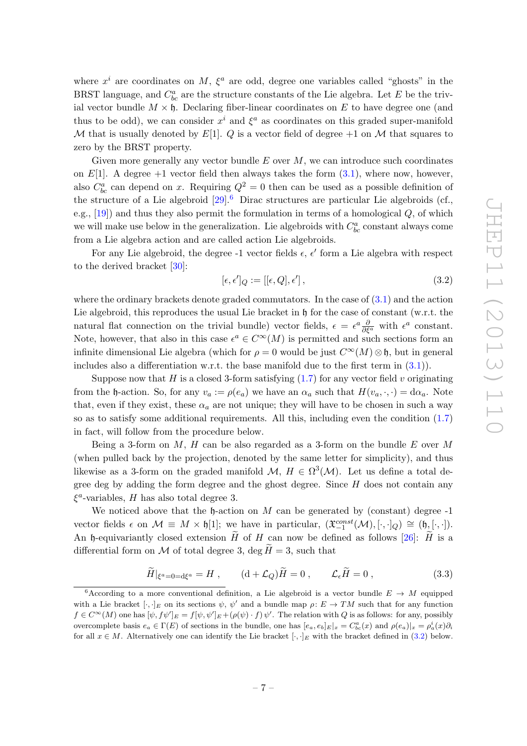where $x^i$ are coordinates on $M$, $\xi^a$ are odd, degree one variables called "ghosts" in the BRST language, and $C^a_{bc}$ are the structure constants of the Lie algebra. Let $E$ be the trivial vector bundle $M \times \mathfrak{h}$. Declaring fiber-linear coordinates on $E$ to have degree one (and thus to be odd), we can consider $x^i$ and $\xi^a$ as coordinates on this graded super-manifold $\mathcal{M}$ that is usually denoted by $E[1]$. $Q$ is a vector field of degree +1 on $\mathcal{M}$ that squares to zero by the BRST property.

Given more generally any vector bundle $E$ over $M$, we can introduce such coordinates on $E[1]$. A degree +1 vector field then always takes the form (3.1), where now, however, also $C^a_{bc}$ can depend on $x$. Requiring $Q^2 = 0$ then can be used as a possible definition of the structure of a Lie algebroid [29].[6] Dirac structures are particular Lie algebroids (cf., e.g., [19]) and thus they also permit the formulation in terms of a homological $Q$, of which we will make use below in the generalization. Lie algebroids with $C^a_{bc}$ constant always come from a Lie algebra action and are called action Lie algebroids.

For any Lie algebroid, the degree -1 vector fields $\epsilon$, $\epsilon'$ form a Lie algebra with respect to the derived bracket [30]:

$$[\epsilon, \epsilon']_Q := [[\epsilon, Q], \epsilon'] , \tag{3.2}$$

where the ordinary brackets denote graded commutators. In the case of (3.1) and the action Lie algebroid, this reproduces the usual Lie bracket in $\mathfrak{h}$ for the case of constant (w.r.t. the natural flat connection on the trivial bundle) vector fields, $\epsilon = \epsilon^a \frac{\partial}{\partial \xi^a}$ with $\epsilon^a$ constant. Note, however, that also in this case $\epsilon^a \in C^\infty(M)$ is permitted and such sections form an infinite dimensional Lie algebra (which for $\rho = 0$ would be just $C^\infty(M) \otimes \mathfrak{h}$, but in general includes also a differentiation w.r.t. the base manifold due to the first term in (3.1)).

Suppose now that $H$ is a closed 3-form satisfying (1.7) for any vector field $v$ originating from the $\mathfrak{h}$-action. So, for any $v_a := \rho(e_a)$ we have an $\alpha_a$ such that $H(v_a, \cdot, \cdot) = \mathrm{d}\alpha_a$. Note that, even if they exist, these $\alpha_a$ are not unique; they will have to be chosen in such a way so as to satisfy some additional requirements. All this, including even the condition (1.7) in fact, will follow from the procedure below.

Being a 3-form on $M$, $H$ can be also regarded as a 3-form on the bundle $E$ over $M$ (when pulled back by the projection, denoted by the same letter for simplicity), and thus likewise as a 3-form on the graded manifold $\mathcal{M}$, $H \in \Omega^3(\mathcal{M})$. Let us define a total degree deg by adding the form degree and the ghost degree. Since $H$ does not contain any $\xi^a$-variables, $H$ has also total degree 3.

We noticed above that the $\mathfrak{h}$-action on $M$ can be generated by (constant) degree -1 vector fields $\epsilon$ on $\mathcal{M} \equiv M \times \mathfrak{h}[1]$; we have in particular, $(\mathfrak{X}^{const}_{-1}(\mathcal{M}), [\cdot, \cdot]_Q) \cong (\mathfrak{h}, [\cdot, \cdot])$. An $\mathfrak{h}$-equivariantly closed extension $\widetilde{H}$ of $H$ can now be defined as follows [26]: $\widetilde{H}$ is a differential form on $\mathcal{M}$ of total degree 3, $\deg \widetilde{H} = 3$, such that

$$\widetilde{H}|_{\xi^a = 0 = \mathrm{d}\xi^a} = H , \qquad (\mathrm{d} + \mathcal{L}_Q)\widetilde{H} = 0 , \qquad \mathcal{L}_\epsilon \widetilde{H} = 0 , \tag{3.3}$$

[6] According to a more conventional definition, a Lie algebroid is a vector bundle $E \to M$ equipped with a Lie bracket $[\cdot, \cdot]_E$ on its sections $\psi$, $\psi'$ and a bundle map $\rho \colon E \to TM$ such that for any function $f \in C^\infty(M)$ one has $[\psi, f\psi']_E = f[\psi, \psi']_E + (\rho(\psi) \cdot f)\,\psi'$. The relation with $Q$ is as follows: for any, possibly overcomplete basis $e_a \in \Gamma(E)$ of sections in the bundle, one has $[e_a, e_b]_E|_x = C^a_{bc}(x)$ and $\rho(e_a)|_x = \rho^i_a(x)\partial_i$ for all $x \in M$. Alternatively one can identify the Lie bracket $[\cdot, \cdot]_E$ with the bracket defined in (3.2) below.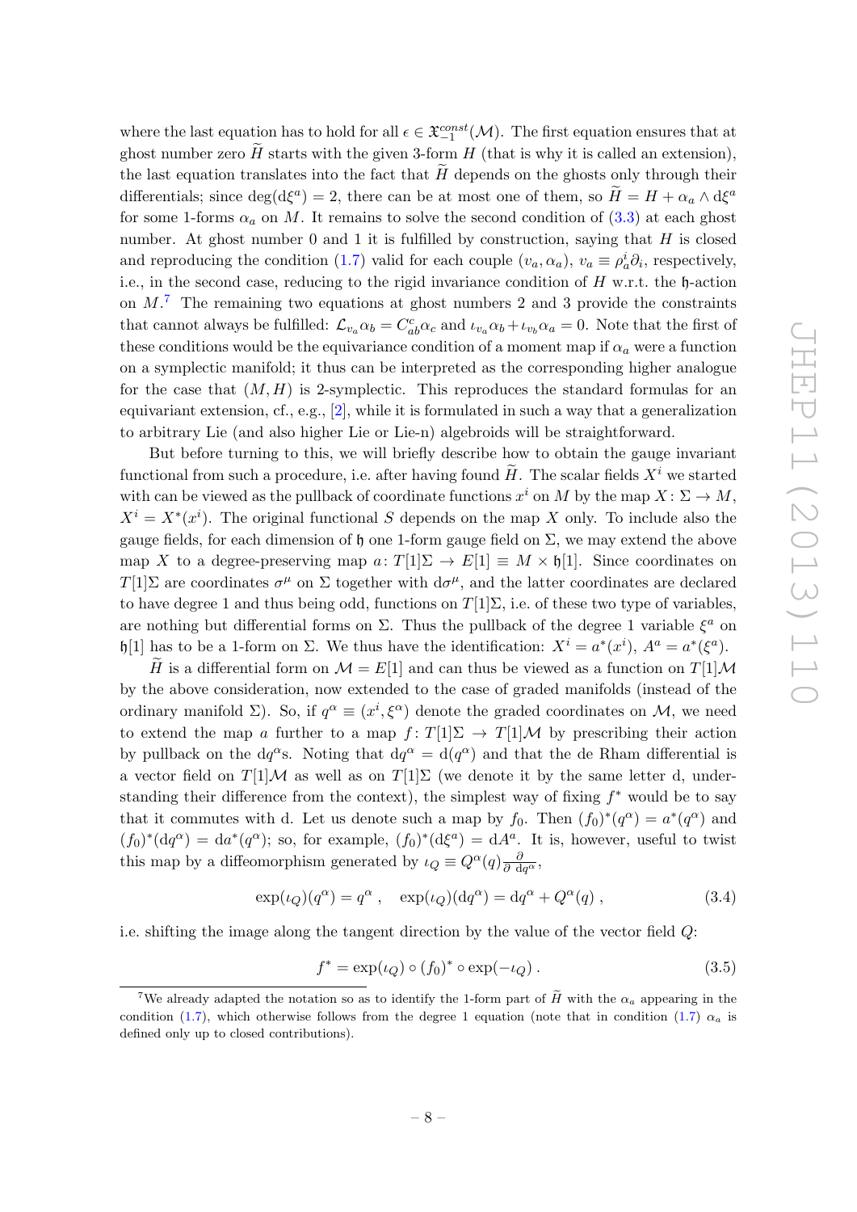where the last equation has to hold for all $\epsilon \in \mathfrak{X}^{const}_{-1}(\mathcal{M})$. The first equation ensures that at ghost number zero $\widetilde{H}$ starts with the given 3-form $H$ (that is why it is called an extension), the last equation translates into the fact that $\widetilde{H}$ depends on the ghosts only through their differentials; since $\deg(\mathrm{d}\xi^a) = 2$, there can be at most one of them, so $\widetilde{H} = H + \alpha_a \wedge \mathrm{d}\xi^a$ for some 1-forms $\alpha_a$ on $M$. It remains to solve the second condition of (3.3) at each ghost number. At ghost number 0 and 1 it is fulfilled by construction, saying that $H$ is closed and reproducing the condition (1.7) valid for each couple $(v_a, \alpha_a)$, $v_a \equiv \rho^i_a \partial_i$, respectively, i.e., in the second case, reducing to the rigid invariance condition of $H$ w.r.t. the $\mathfrak{h}$-action on $M$.[7] The remaining two equations at ghost numbers 2 and 3 provide the constraints that cannot always be fulfilled: $\mathcal{L}_{v_a}\alpha_b = C^c_{ab}\alpha_c$ and $\iota_{v_a}\alpha_b + \iota_{v_b}\alpha_a = 0$. Note that the first of these conditions would be the equivariance condition of a moment map if $\alpha_a$ were a function on a symplectic manifold; it thus can be interpreted as the corresponding higher analogue for the case that $(M, H)$ is 2-symplectic. This reproduces the standard formulas for an equivariant extension, cf., e.g., [2], while it is formulated in such a way that a generalization to arbitrary Lie (and also higher Lie or Lie-n) algebroids will be straightforward.

But before turning to this, we will briefly describe how to obtain the gauge invariant functional from such a procedure, i.e. after having found $\widetilde{H}$. The scalar fields $X^i$ we started with can be viewed as the pullback of coordinate functions $x^i$ on $M$ by the map $X : \Sigma \to M$, $X^i = X^*(x^i)$. The original functional $S$ depends on the map $X$ only. To include also the gauge fields, for each dimension of $\mathfrak{h}$ one 1-form gauge field on $\Sigma$, we may extend the above map $X$ to a degree-preserving map $a : T[1]\Sigma \to E[1] \equiv M \times \mathfrak{h}[1]$. Since coordinates on $T[1]\Sigma$ are coordinates $\sigma^\mu$ on $\Sigma$ together with $\mathrm{d}\sigma^\mu$, and the latter coordinates are declared to have degree 1 and thus being odd, functions on $T[1]\Sigma$, i.e. of these two type of variables, are nothing but differential forms on $\Sigma$. Thus the pullback of the degree 1 variable $\xi^a$ on $\mathfrak{h}[1]$ has to be a 1-form on $\Sigma$. We thus have the identification: $X^i = a^*(x^i)$, $A^a = a^*(\xi^a)$.

$\widetilde{H}$ is a differential form on $\mathcal{M} = E[1]$ and can thus be viewed as a function on $T[1]\mathcal{M}$ by the above consideration, now extended to the case of graded manifolds (instead of the ordinary manifold $\Sigma$). So, if $q^\alpha \equiv (x^i, \xi^\alpha)$ denote the graded coordinates on $\mathcal{M}$, we need to extend the map $a$ further to a map $f : T[1]\Sigma \to T[1]\mathcal{M}$ by prescribing their action by pullback on the $\mathrm{d}q^\alpha$s. Noting that $\mathrm{d}q^\alpha = \mathrm{d}(q^\alpha)$ and that the de Rham differential is a vector field on $T[1]\mathcal{M}$ as well as on $T[1]\Sigma$ (we denote it by the same letter d, understanding their difference from the context), the simplest way of fixing $f^*$ would be to say that it commutes with d. Let us denote such a map by $f_0$. Then $(f_0)^*(q^\alpha) = a^*(q^\alpha)$ and $(f_0)^*(\mathrm{d}q^\alpha) = \mathrm{d}a^*(q^\alpha)$; so, for example, $(f_0)^*(\mathrm{d}\xi^a) = \mathrm{d}A^a$. It is, however, useful to twist this map by a diffeomorphism generated by $\iota_Q \equiv Q^\alpha(q)\frac{\partial}{\partial\, \mathrm{d}q^\alpha}$,

$$\exp(\iota_Q)(q^\alpha) = q^\alpha\ , \quad \exp(\iota_Q)(\mathrm{d}q^\alpha) = \mathrm{d}q^\alpha + Q^\alpha(q)\ , \tag{3.4}$$

i.e. shifting the image along the tangent direction by the value of the vector field $Q$:

$$f^* = \exp(\iota_Q) \circ (f_0)^* \circ \exp(-\iota_Q)\ . \tag{3.5}$$

[7] We already adapted the notation so as to identify the 1-form part of $\widetilde{H}$ with the $\alpha_a$ appearing in the condition (1.7), which otherwise follows from the degree 1 equation (note that in condition (1.7) $\alpha_a$ is defined only up to closed contributions).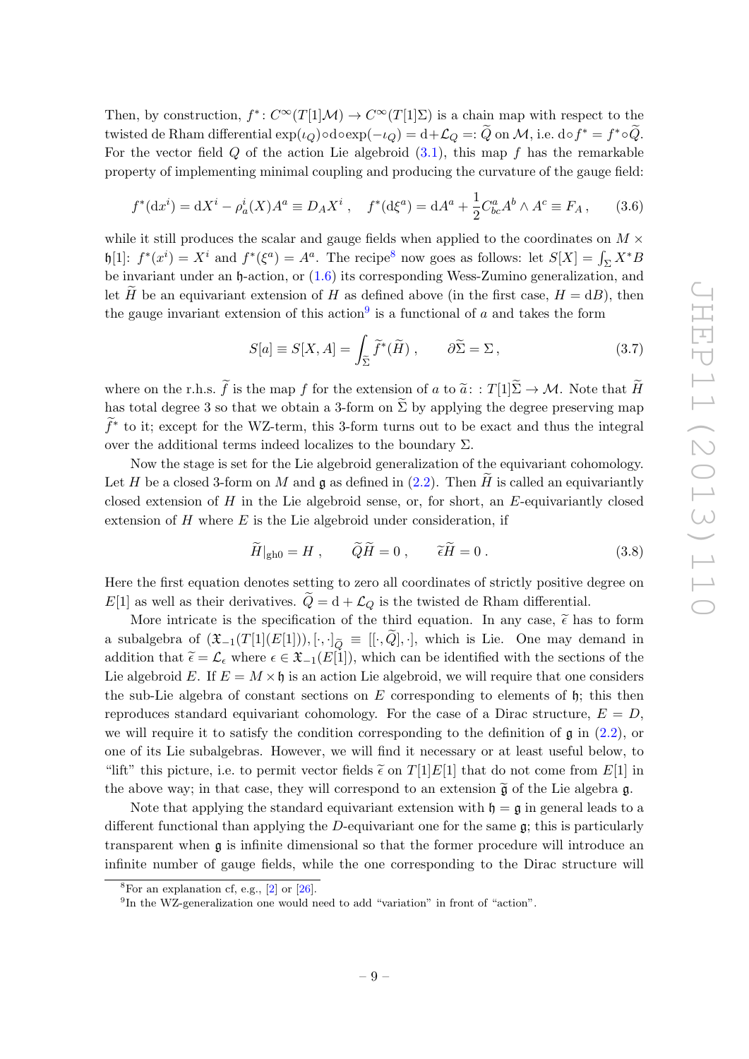Then, by construction, $f^*\colon C^\infty(T[1]\mathcal{M}) \to C^\infty(T[1]\Sigma)$ is a chain map with respect to the twisted de Rham differential $\exp(\iota_Q)\circ\mathrm{d}\circ\exp(-\iota_Q) = \mathrm{d}+\mathcal{L}_Q =: \widetilde{Q}$ on $\mathcal{M}$, i.e. $\mathrm{d}\circ f^* = f^*\circ\widetilde{Q}$. For the vector field $Q$ of the action Lie algebroid (3.1), this map $f$ has the remarkable property of implementing minimal coupling and producing the curvature of the gauge field:

$$f^*(\mathrm{d}x^i) = \mathrm{d}X^i - \rho_a^i(X)A^a \equiv D_A X^i\,, \quad f^*(\mathrm{d}\xi^a) = \mathrm{d}A^a + \frac{1}{2}C^a_{bc}A^b\wedge A^c \equiv F_A\,, \tag{3.6}$$

while it still produces the scalar and gauge fields when applied to the coordinates on $M\times\mathfrak{h}[1]$: $f^*(x^i) = X^i$ and $f^*(\xi^a) = A^a$. The recipe[8] now goes as follows: let $S[X] = \int_\Sigma X^*B$ be invariant under an $\mathfrak{h}$-action, or (1.6) its corresponding Wess-Zumino generalization, and let $\widetilde{H}$ be an equivariant extension of $H$ as defined above (in the first case, $H = \mathrm{d}B$), then the gauge invariant extension of this action[9] is a functional of $a$ and takes the form

$$S[a] \equiv S[X,A] = \int_{\widetilde{\Sigma}} \widetilde{f}^*(\widetilde{H})\,, \qquad \partial\widetilde{\Sigma} = \Sigma\,, \tag{3.7}$$

where on the r.h.s. $\widetilde{f}$ is the map $f$ for the extension of $a$ to $\widetilde{a}\colon : T[1]\widetilde{\Sigma}\to\mathcal{M}$. Note that $\widetilde{H}$ has total degree 3 so that we obtain a 3-form on $\widetilde{\Sigma}$ by applying the degree preserving map $\widetilde{f}^*$ to it; except for the WZ-term, this 3-form turns out to be exact and thus the integral over the additional terms indeed localizes to the boundary $\Sigma$.

Now the stage is set for the Lie algebroid generalization of the equivariant cohomology. Let $H$ be a closed 3-form on $M$ and $\mathfrak{g}$ as defined in (2.2). Then $\widetilde{H}$ is called an equivariantly closed extension of $H$ in the Lie algebroid sense, or, for short, an $E$-equivariantly closed extension of $H$ where $E$ is the Lie algebroid under consideration, if

$$\widetilde{H}|_{\mathrm{gh}0} = H\,, \qquad \widetilde{Q}\widetilde{H} = 0\,, \qquad \widetilde{\epsilon}\widetilde{H} = 0\,. \tag{3.8}$$

Here the first equation denotes setting to zero all coordinates of strictly positive degree on $E[1]$ as well as their derivatives. $\widetilde{Q} = \mathrm{d}+\mathcal{L}_Q$ is the twisted de Rham differential.

More intricate is the specification of the third equation. In any case, $\widetilde{\epsilon}$ has to form a subalgebra of $(\mathfrak{X}_{-1}(T[1](E[1])), [\cdot,\cdot]_{\widetilde{Q}} \equiv [[\cdot,\widetilde{Q}],\cdot]$, which is Lie. One may demand in addition that $\widetilde{\epsilon} = \mathcal{L}_\epsilon$ where $\epsilon\in\mathfrak{X}_{-1}(E[1])$, which can be identified with the sections of the Lie algebroid $E$. If $E = M\times\mathfrak{h}$ is an action Lie algebroid, we will require that one considers the sub-Lie algebra of constant sections on $E$ corresponding to elements of $\mathfrak{h}$; this then reproduces standard equivariant cohomology. For the case of a Dirac structure, $E = D$, we will require it to satisfy the condition corresponding to the definition of $\mathfrak{g}$ in (2.2), or one of its Lie subalgebras. However, we will find it necessary or at least useful below, to "lift" this picture, i.e. to permit vector fields $\widetilde{\epsilon}$ on $T[1]E[1]$ that do not come from $E[1]$ in the above way; in that case, they will correspond to an extension $\widetilde{\mathfrak{g}}$ of the Lie algebra $\mathfrak{g}$.

Note that applying the standard equivariant extension with $\mathfrak{h} = \mathfrak{g}$ in general leads to a different functional than applying the $D$-equivariant one for the same $\mathfrak{g}$; this is particularly transparent when $\mathfrak{g}$ is infinite dimensional so that the former procedure will introduce an infinite number of gauge fields, while the one corresponding to the Dirac structure will

[8] For an explanation cf, e.g., [2] or [26].

[9] In the WZ-generalization one would need to add "variation" in front of "action".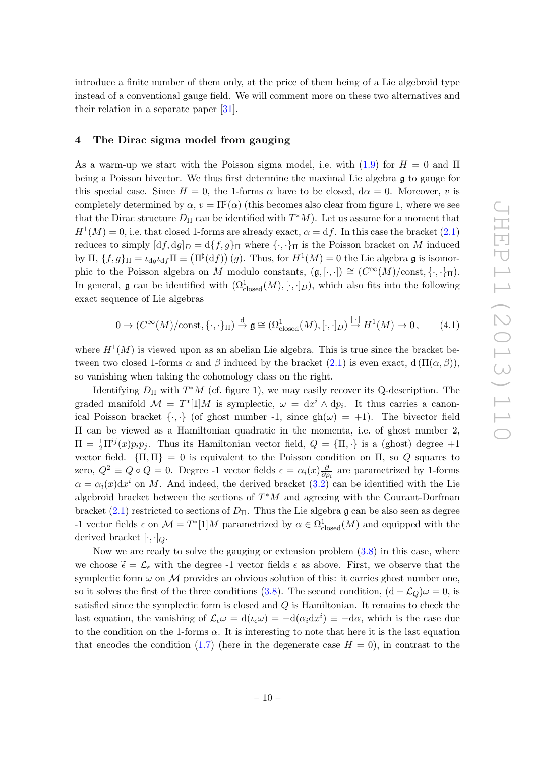introduce a finite number of them only, at the price of them being of a Lie algebroid type instead of a conventional gauge field. We will comment more on these two alternatives and their relation in a separate paper [31].

## 4 The Dirac sigma model from gauging

As a warm-up we start with the Poisson sigma model, i.e. with (1.9) for $H = 0$ and $\Pi$ being a Poisson bivector. We thus first determine the maximal Lie algebra $\mathfrak{g}$ to gauge for this special case. Since $H = 0$, the 1-forms $\alpha$ have to be closed, $\mathrm{d}\alpha = 0$. Moreover, $v$ is completely determined by $\alpha$, $v = \Pi^\sharp(\alpha)$ (this becomes also clear from figure 1, where we see that the Dirac structure $D_\Pi$ can be identified with $T^*M$). Let us assume for a moment that $H^1(M) = 0$, i.e. that closed 1-forms are already exact, $\alpha = \mathrm{d}f$. In this case the bracket (2.1) reduces to simply $[\mathrm{d}f, \mathrm{d}g]_D = \mathrm{d}\{f, g\}_\Pi$ where $\{\cdot,\cdot\}_\Pi$ is the Poisson bracket on $M$ induced by $\Pi$, $\{f,g\}_\Pi = \iota_{\mathrm{d}g}\iota_{\mathrm{d}f}\Pi \equiv \left(\Pi^\sharp(\mathrm{d}f)\right)(g)$. Thus, for $H^1(M) = 0$ the Lie algebra $\mathfrak{g}$ is isomorphic to the Poisson algebra on $M$ modulo constants, $(\mathfrak{g}, [\cdot,\cdot]) \cong (C^\infty(M)/\mathrm{const}, \{\cdot,\cdot\}_\Pi)$. In general, $\mathfrak{g}$ can be identified with $(\Omega^1_{\mathrm{closed}}(M), [\cdot,\cdot]_D)$, which also fits into the following exact sequence of Lie algebras

$$0 \to (C^\infty(M)/\mathrm{const}, \{\cdot,\cdot\}_\Pi) \overset{\mathrm{d}}{\to} \mathfrak{g} \cong (\Omega^1_{\mathrm{closed}}(M), [\cdot,\cdot]_D) \overset{[\cdot]}{\to} H^1(M) \to 0\,, \tag{4.1}$$

where $H^1(M)$ is viewed upon as an abelian Lie algebra. This is true since the bracket between two closed 1-forms $\alpha$ and $\beta$ induced by the bracket (2.1) is even exact, $\mathrm{d}\left(\Pi(\alpha,\beta)\right)$, so vanishing when taking the cohomology class on the right.

Identifying $D_\Pi$ with $T^*M$ (cf. figure 1), we may easily recover its Q-description. The graded manifold $\mathcal{M} = T^*[1]M$ is symplectic, $\omega = \mathrm{d}x^i \wedge \mathrm{d}p_i$. It thus carries a canonical Poisson bracket $\{\cdot,\cdot\}$ (of ghost number -1, since $\mathrm{gh}(\omega) = +1$). The bivector field $\Pi$ can be viewed as a Hamiltonian quadratic in the momenta, i.e. of ghost number 2, $\Pi = \frac{1}{2}\Pi^{ij}(x)p_ip_j$. Thus its Hamiltonian vector field, $Q = \{\Pi,\cdot\}$ is a (ghost) degree +1 vector field. $\{\Pi,\Pi\} = 0$ is equivalent to the Poisson condition on $\Pi$, so $Q$ squares to zero, $Q^2 \equiv Q \circ Q = 0$. Degree -1 vector fields $\epsilon = \alpha_i(x)\frac{\partial}{\partial p_i}$ are parametrized by 1-forms $\alpha = \alpha_i(x)\mathrm{d}x^i$ on $M$. And indeed, the derived bracket (3.2) can be identified with the Lie algebroid bracket between the sections of $T^*M$ and agreeing with the Courant-Dorfman bracket (2.1) restricted to sections of $D_\Pi$. Thus the Lie algebra $\mathfrak{g}$ can be also seen as degree -1 vector fields $\epsilon$ on $\mathcal{M} = T^*[1]M$ parametrized by $\alpha \in \Omega^1_{\mathrm{closed}}(M)$ and equipped with the derived bracket $[\cdot,\cdot]_Q$.

Now we are ready to solve the gauging or extension problem (3.8) in this case, where we choose $\widetilde{\epsilon} = \mathcal{L}_\epsilon$ with the degree -1 vector fields $\epsilon$ as above. First, we observe that the symplectic form $\omega$ on $\mathcal{M}$ provides an obvious solution of this: it carries ghost number one, so it solves the first of the three conditions (3.8). The second condition, $(\mathrm{d} + \mathcal{L}_Q)\omega = 0$, is satisfied since the symplectic form is closed and $Q$ is Hamiltonian. It remains to check the last equation, the vanishing of $\mathcal{L}_\epsilon\omega = \mathrm{d}(\iota_\epsilon\omega) = -\mathrm{d}(\alpha_i \mathrm{d}x^i) \equiv -\mathrm{d}\alpha$, which is the case due to the condition on the 1-forms $\alpha$. It is interesting to note that here it is the last equation that encodes the condition (1.7) (here in the degenerate case $H = 0$), in contrast to the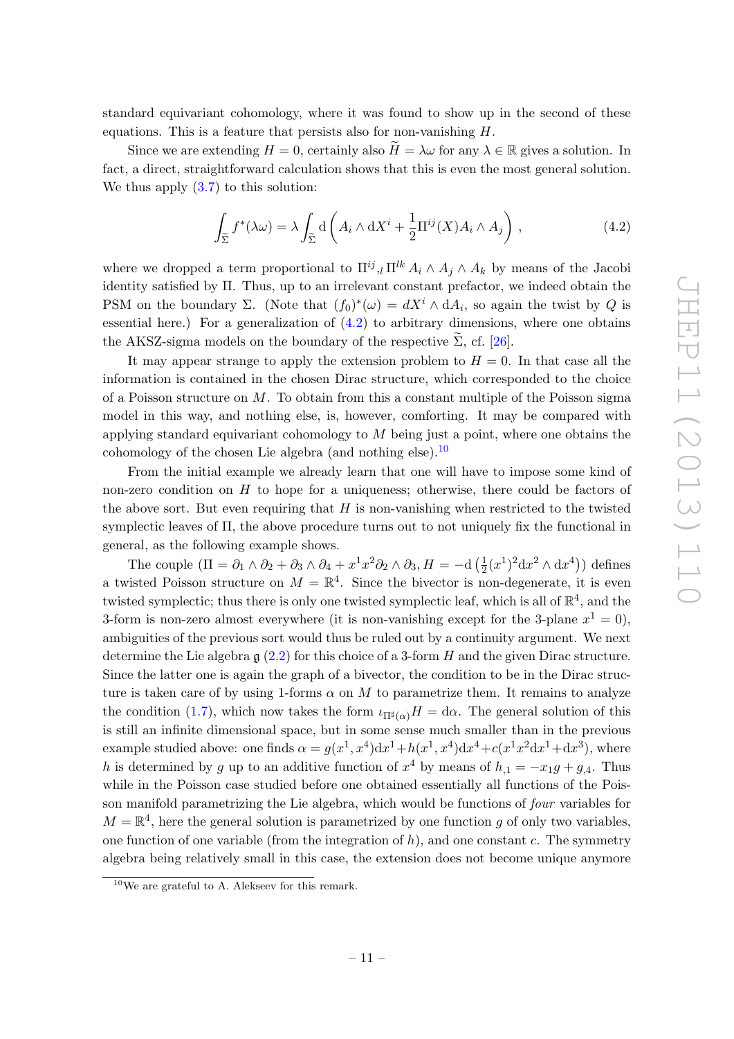standard equivariant cohomology, where it was found to show up in the second of these equations. This is a feature that persists also for non-vanishing $H$.

Since we are extending $H = 0$, certainly also $\widetilde{H} = \lambda\omega$ for any $\lambda \in \mathbb{R}$ gives a solution. In fact, a direct, straightforward calculation shows that this is even the most general solution. We thus apply (3.7) to this solution:

$$\int_{\widetilde{\Sigma}} f^*(\lambda\omega) = \lambda \int_{\widetilde{\Sigma}} \mathrm{d}\left( A_i \wedge \mathrm{d}X^i + \frac{1}{2}\Pi^{ij}(X) A_i \wedge A_j \right), \tag{4.2}$$

where we dropped a term proportional to $\Pi^{ij}{}_{,l}\,\Pi^{lk}\, A_i \wedge A_j \wedge A_k$ by means of the Jacobi identity satisfied by $\Pi$. Thus, up to an irrelevant constant prefactor, we indeed obtain the PSM on the boundary $\Sigma$. (Note that $(f_0)^*(\omega) = dX^i \wedge \mathrm{d}A_i$, so again the twist by $Q$ is essential here.) For a generalization of (4.2) to arbitrary dimensions, where one obtains the AKSZ-sigma models on the boundary of the respective $\widetilde{\Sigma}$, cf. [26].

It may appear strange to apply the extension problem to $H = 0$. In that case all the information is contained in the chosen Dirac structure, which corresponded to the choice of a Poisson structure on $M$. To obtain from this a constant multiple of the Poisson sigma model in this way, and nothing else, is, however, comforting. It may be compared with applying standard equivariant cohomology to $M$ being just a point, where one obtains the cohomology of the chosen Lie algebra (and nothing else).[10]

From the initial example we already learn that one will have to impose some kind of non-zero condition on $H$ to hope for a uniqueness; otherwise, there could be factors of the above sort. But even requiring that $H$ is non-vanishing when restricted to the twisted symplectic leaves of $\Pi$, the above procedure turns out to not uniquely fix the functional in general, as the following example shows.

The couple ($\Pi = \partial_1 \wedge \partial_2 + \partial_3 \wedge \partial_4 + x^1 x^2 \partial_2 \wedge \partial_3$, $H = -\mathrm{d}\left(\frac{1}{2}(x^1)^2 \mathrm{d}x^2 \wedge \mathrm{d}x^4\right)$) defines a twisted Poisson structure on $M = \mathbb{R}^4$. Since the bivector is non-degenerate, it is even twisted symplectic; thus there is only one twisted symplectic leaf, which is all of $\mathbb{R}^4$, and the 3-form is non-zero almost everywhere (it is non-vanishing except for the 3-plane $x^1 = 0$), ambiguities of the previous sort would thus be ruled out by a continuity argument. We next determine the Lie algebra $\mathfrak{g}$ (2.2) for this choice of a 3-form $H$ and the given Dirac structure. Since the latter one is again the graph of a bivector, the condition to be in the Dirac structure is taken care of by using 1-forms $\alpha$ on $M$ to parametrize them. It remains to analyze the condition (1.7), which now takes the form $\iota_{\Pi^\sharp(\alpha)} H = \mathrm{d}\alpha$. The general solution of this is still an infinite dimensional space, but in some sense much smaller than in the previous example studied above: one finds $\alpha = g(x^1, x^4)\mathrm{d}x^1 + h(x^1, x^4)\mathrm{d}x^4 + c(x^1 x^2 \mathrm{d}x^1 + \mathrm{d}x^3)$, where $h$ is determined by $g$ up to an additive function of $x^4$ by means of $h_{,1} = -x_1 g + g_{,4}$. Thus while in the Poisson case studied before one obtained essentially all functions of the Poisson manifold parametrizing the Lie algebra, which would be functions of *four* variables for $M = \mathbb{R}^4$, here the general solution is parametrized by one function $g$ of only two variables, one function of one variable (from the integration of $h$), and one constant $c$. The symmetry algebra being relatively small in this case, the extension does not become unique anymore

[10] We are grateful to A. Alekseev for this remark.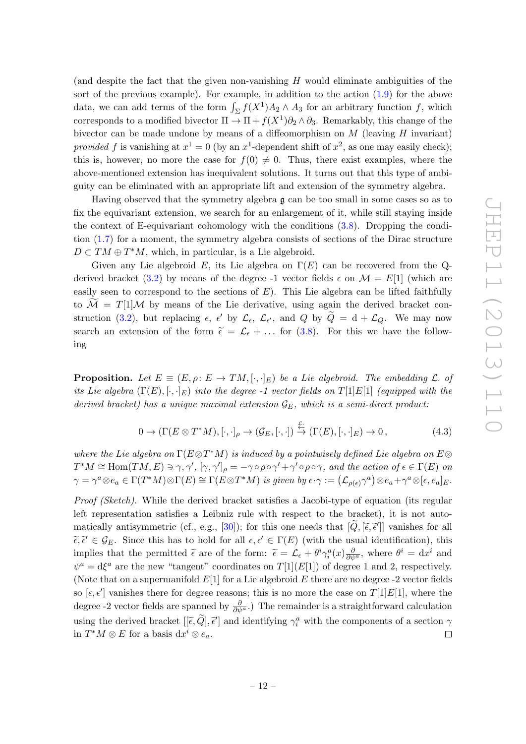(and despite the fact that the given non-vanishing $H$ would eliminate ambiguities of the sort of the previous example). For example, in addition to the action (1.9) for the above data, we can add terms of the form $\int_\Sigma f(X^1) A_2 \wedge A_3$ for an arbitrary function $f$, which corresponds to a modified bivector $\Pi \to \Pi + f(X^1)\partial_2 \wedge \partial_3$. Remarkably, this change of the bivector can be made undone by means of a diffeomorphism on $M$ (leaving $H$ invariant) *provided* $f$ is vanishing at $x^1 = 0$ (by an $x^1$-dependent shift of $x^2$, as one may easily check); this is, however, no more the case for $f(0) \neq 0$. Thus, there exist examples, where the above-mentioned extension has inequivalent solutions. It turns out that this type of ambiguity can be eliminated with an appropriate lift and extension of the symmetry algebra.

Having observed that the symmetry algebra $\mathfrak{g}$ can be too small in some cases so as to fix the equivariant extension, we search for an enlargement of it, while still staying inside the context of E-equivariant cohomology with the conditions (3.8). Dropping the condition (1.7) for a moment, the symmetry algebra consists of sections of the Dirac structure $D \subset TM \oplus T^*M$, which, in particular, is a Lie algebroid.

Given any Lie algebroid $E$, its Lie algebra on $\Gamma(E)$ can be recovered from the Q-derived bracket (3.2) by means of the degree -1 vector fields $\epsilon$ on $\mathcal{M} = E[1]$ (which are easily seen to correspond to the sections of $E$). This Lie algebra can be lifted faithfully to $\widetilde{\mathcal{M}} = T[1]\mathcal{M}$ by means of the Lie derivative, using again the derived bracket construction (3.2), but replacing $\epsilon$, $\epsilon'$ by $\mathcal{L}_\epsilon$, $\mathcal{L}_{\epsilon'}$, and $Q$ by $\widetilde{Q} = \mathrm{d} + \mathcal{L}_Q$. We may now search an extension of the form $\widetilde{\epsilon} = \mathcal{L}_\epsilon + \ldots$ for (3.8). For this we have the following

**Proposition.** *Let $E \equiv (E, \rho\colon E \to TM, [\cdot,\cdot]_E)$ be a Lie algebroid. The embedding $\mathcal{L}_\cdot$ of its Lie algebra $(\Gamma(E), [\cdot,\cdot]_E)$ into the degree -1 vector fields on $T[1]E[1]$ (equipped with the derived bracket) has a unique maximal extension $\mathcal{G}_E$, which is a semi-direct product:*

$$0 \to (\Gamma(E \otimes T^*M), [\cdot,\cdot]_\rho \to (\mathcal{G}_E, [\cdot,\cdot]) \overset{\mathcal{L}_\cdot}{\leftrightarrows} (\Gamma(E), [\cdot,\cdot]_E) \to 0\,, \tag{4.3}$$

*where the Lie algebra on $\Gamma(E \otimes T^*M)$ is induced by a pointwisely defined Lie algebra on $E \otimes T^*M \cong \mathrm{Hom}(TM, E) \ni \gamma, \gamma'$, $[\gamma, \gamma']_\rho = -\gamma \circ \rho \circ \gamma' + \gamma' \circ \rho \circ \gamma$, and the action of $\epsilon \in \Gamma(E)$ on $\gamma = \gamma^a \otimes e_a \in \Gamma(T^*M) \otimes \Gamma(E) \cong \Gamma(E \otimes T^*M)$ is given by $\epsilon \cdot \gamma := \left(\mathcal{L}_{\rho(\epsilon)} \gamma^a\right) \otimes e_a + \gamma^a \otimes [\epsilon, e_a]_E$.*

*Proof (Sketch).* While the derived bracket satisfies a Jacobi-type of equation (its regular left representation satisfies a Leibniz rule with respect to the bracket), it is not automatically antisymmetric (cf., e.g., [30]); for this one needs that $[\widetilde{Q}, [\widetilde{\epsilon}, \widetilde{\epsilon}']]$ vanishes for all $\widetilde{\epsilon}, \widetilde{\epsilon}' \in \mathcal{G}_E$. Since this has to hold for all $\epsilon, \epsilon' \in \Gamma(E)$ (with the usual identification), this implies that the permitted $\widetilde{\epsilon}$ are of the form: $\widetilde{\epsilon} = \mathcal{L}_\epsilon + \theta^i \gamma_i^a(x) \frac{\partial}{\partial \psi^a}$, where $\theta^i = \mathrm{d}x^i$ and $\psi^a = \mathrm{d}\xi^a$ are the new "tangent" coordinates on $T[1](E[1])$ of degree 1 and 2, respectively. (Note that on a supermanifold $E[1]$ for a Lie algebroid $E$ there are no degree -2 vector fields so $[\epsilon, \epsilon']$ vanishes there for degree reasons; this is no more the case on $T[1]E[1]$, where the degree -2 vector fields are spanned by $\frac{\partial}{\partial \psi^a}$.) The remainder is a straightforward calculation using the derived bracket $[[\widetilde{\epsilon}, \widetilde{Q}], \widetilde{\epsilon}']$ and identifying $\gamma_i^a$ with the components of a section $\gamma$ in $T^*M \otimes E$ for a basis $\mathrm{d}x^i \otimes e_a$. $\square$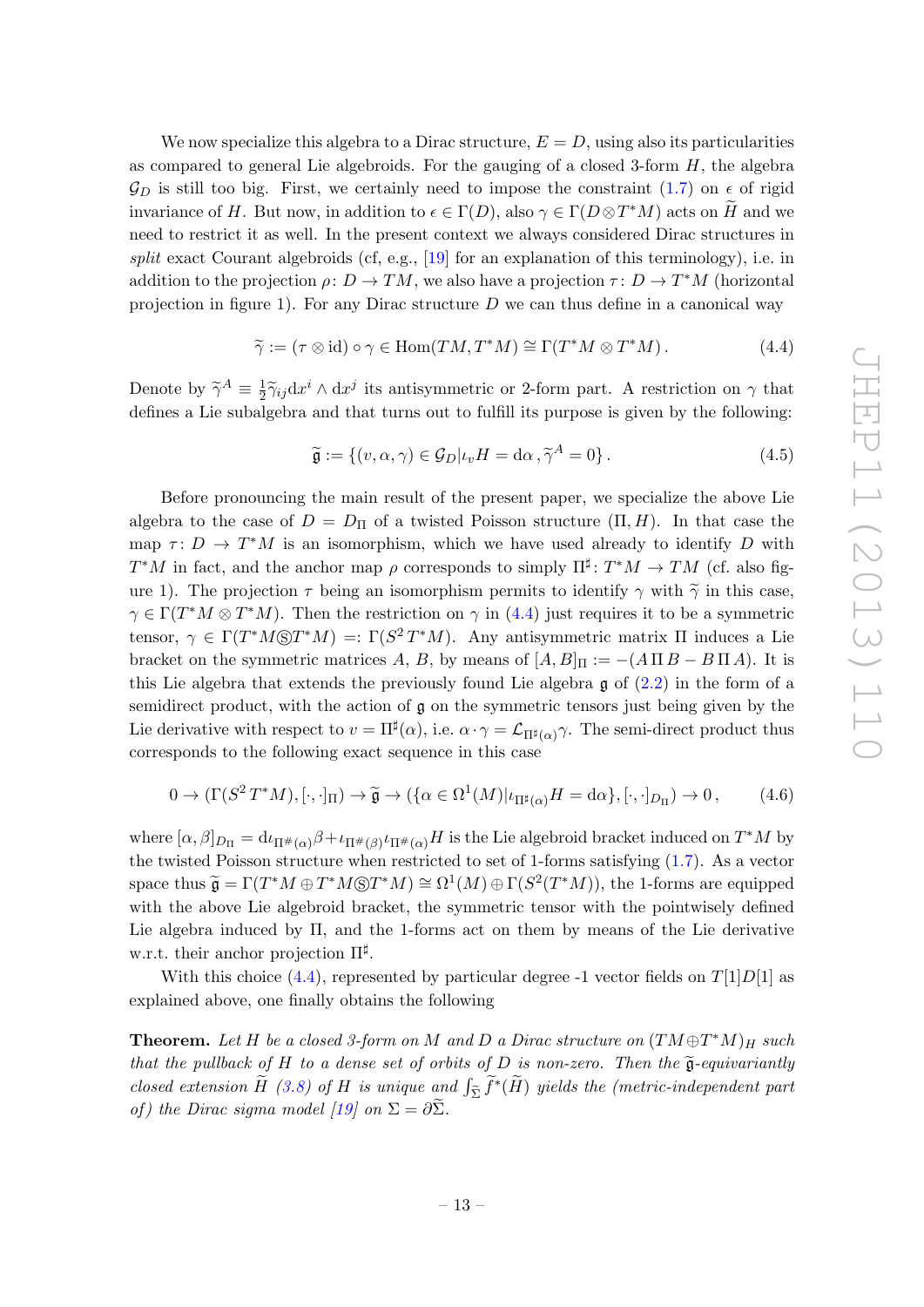We now specialize this algebra to a Dirac structure, $E = D$, using also its particularities as compared to general Lie algebroids. For the gauging of a closed 3-form $H$, the algebra $\mathcal{G}_D$ is still too big. First, we certainly need to impose the constraint (1.7) on $\epsilon$ of rigid invariance of $H$. But now, in addition to $\epsilon \in \Gamma(D)$, also $\gamma \in \Gamma(D \otimes T^*M)$ acts on $\widetilde{H}$ and we need to restrict it as well. In the present context we always considered Dirac structures in *split* exact Courant algebroids (cf, e.g., [19] for an explanation of this terminology), i.e. in addition to the projection $\rho\colon D \to TM$, we also have a projection $\tau\colon D \to T^*M$ (horizontal projection in figure 1). For any Dirac structure $D$ we can thus define in a canonical way

$$\widetilde{\gamma} := (\tau \otimes \mathrm{id}) \circ \gamma \in \mathrm{Hom}(TM, T^*M) \cong \Gamma(T^*M \otimes T^*M)\,. \tag{4.4}$$

Denote by $\widetilde{\gamma}^A \equiv \frac{1}{2}\widetilde{\gamma}_{ij}\mathrm{d}x^i \wedge \mathrm{d}x^j$ its antisymmetric or 2-form part. A restriction on $\gamma$ that defines a Lie subalgebra and that turns out to fulfill its purpose is given by the following:

$$\widetilde{\mathfrak{g}} := \{(v, \alpha, \gamma) \in \mathcal{G}_D | \iota_v H = \mathrm{d}\alpha\,, \widetilde{\gamma}^A = 0\}\,. \tag{4.5}$$

Before pronouncing the main result of the present paper, we specialize the above Lie algebra to the case of $D = D_\Pi$ of a twisted Poisson structure $(\Pi, H)$. In that case the map $\tau\colon D \to T^*M$ is an isomorphism, which we have used already to identify $D$ with $T^*M$ in fact, and the anchor map $\rho$ corresponds to simply $\Pi^\sharp\colon T^*M \to TM$ (cf. also figure 1). The projection $\tau$ being an isomorphism permits to identify $\gamma$ with $\widetilde{\gamma}$ in this case, $\gamma \in \Gamma(T^*M \otimes T^*M)$. Then the restriction on $\gamma$ in (4.4) just requires it to be a symmetric tensor, $\gamma \in \Gamma(T^*M \circledS T^*M) =: \Gamma(S^2T^*M)$. Any antisymmetric matrix $\Pi$ induces a Lie bracket on the symmetric matrices $A$, $B$, by means of $[A, B]_\Pi := -(A\,\Pi\,B - B\,\Pi\,A)$. It is this Lie algebra that extends the previously found Lie algebra $\mathfrak{g}$ of (2.2) in the form of a semidirect product, with the action of $\mathfrak{g}$ on the symmetric tensors just being given by the Lie derivative with respect to $v = \Pi^\sharp(\alpha)$, i.e. $\alpha \cdot \gamma = \mathcal{L}_{\Pi^\sharp(\alpha)}\gamma$. The semi-direct product thus corresponds to the following exact sequence in this case

$$0 \to (\Gamma(S^2T^*M), [\cdot,\cdot]_\Pi) \to \widetilde{\mathfrak{g}} \to (\{\alpha \in \Omega^1(M) | \iota_{\Pi^\sharp(\alpha)}H = \mathrm{d}\alpha\}, [\cdot,\cdot]_{D_\Pi}) \to 0\,, \tag{4.6}$$

where $[\alpha, \beta]_{D_\Pi} = \mathrm{d}\iota_{\Pi^\#(\alpha)}\beta + \iota_{\Pi^\#(\beta)}\iota_{\Pi^\#(\alpha)}H$ is the Lie algebroid bracket induced on $T^*M$ by the twisted Poisson structure when restricted to set of 1-forms satisfying (1.7). As a vector space thus $\widetilde{\mathfrak{g}} = \Gamma(T^*M \oplus T^*M \circledS T^*M) \cong \Omega^1(M) \oplus \Gamma(S^2(T^*M))$, the 1-forms are equipped with the above Lie algebroid bracket, the symmetric tensor with the pointwisely defined Lie algebra induced by $\Pi$, and the 1-forms act on them by means of the Lie derivative w.r.t. their anchor projection $\Pi^\sharp$.

With this choice (4.4), represented by particular degree -1 vector fields on $T[1]D[1]$ as explained above, one finally obtains the following

**Theorem.** *Let $H$ be a closed 3-form on $M$ and $D$ a Dirac structure on $(TM \oplus T^*M)_H$ such that the pullback of $H$ to a dense set of orbits of $D$ is non-zero. Then the $\widetilde{\mathfrak{g}}$-equivariantly closed extension $\widetilde{H}$ (3.8) of $H$ is unique and $\int_{\widetilde{\Sigma}} \widetilde{f}^*(\widetilde{H})$ yields the (metric-independent part of) the Dirac sigma model [19] on $\Sigma = \partial\widetilde{\Sigma}$.*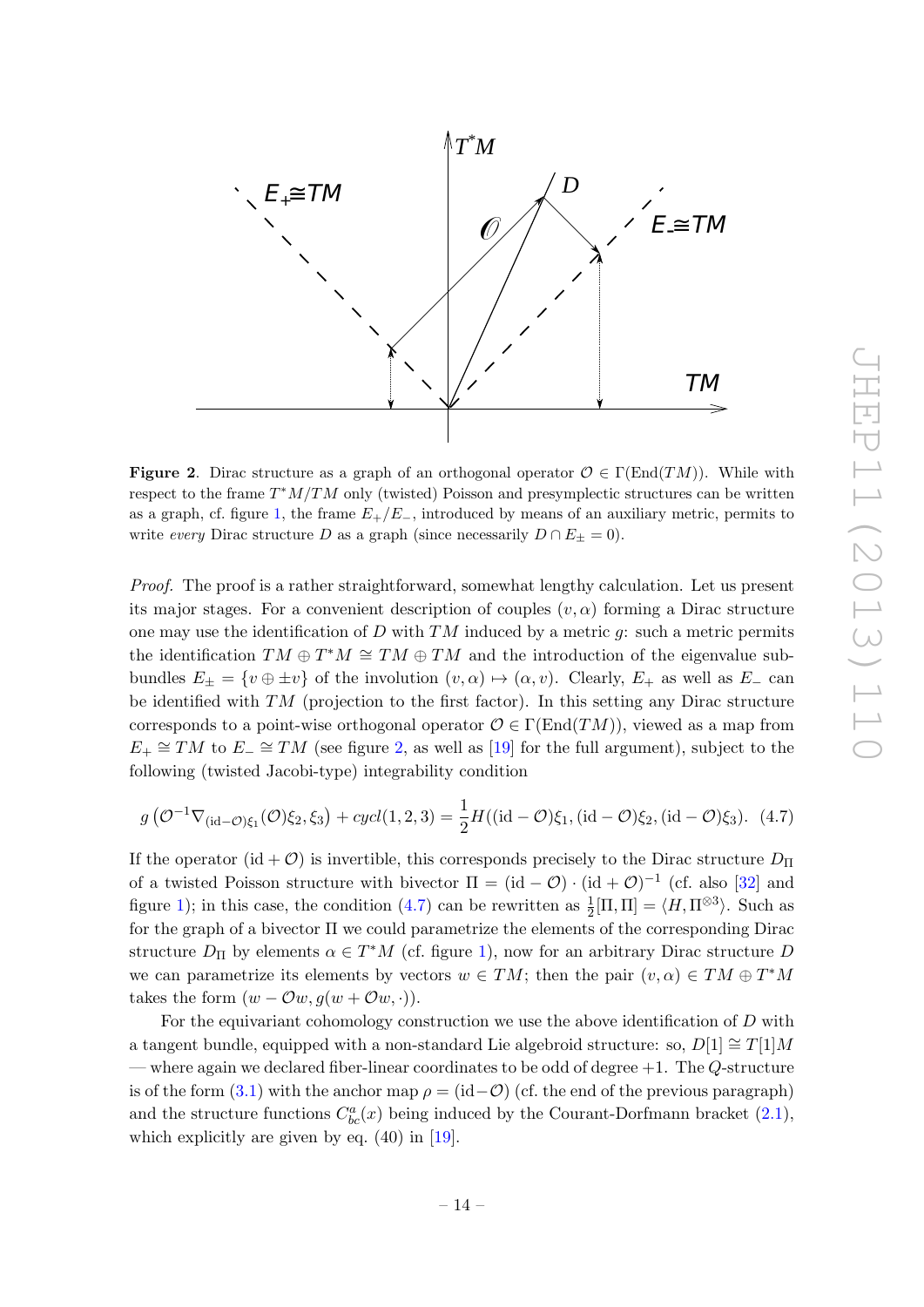**Figure 2**. Dirac structure as a graph of an orthogonal operator $\mathcal{O} \in \Gamma(\mathrm{End}(TM))$. While with respect to the frame $T^*M/TM$ only (twisted) Poisson and presymplectic structures can be written as a graph, cf. figure 1, the frame $E_+/E_-$, introduced by means of an auxiliary metric, permits to write *every* Dirac structure $D$ as a graph (since necessarily $D \cap E_\pm = 0$).

*Proof.* The proof is a rather straightforward, somewhat lengthy calculation. Let us present its major stages. For a convenient description of couples $(v, \alpha)$ forming a Dirac structure one may use the identification of $D$ with $TM$ induced by a metric $g$: such a metric permits the identification $TM \oplus T^*M \cong TM \oplus TM$ and the introduction of the eigenvalue subbundles $E_\pm = \{v \oplus \pm v\}$ of the involution $(v, \alpha) \mapsto (\alpha, v)$. Clearly, $E_+$ as well as $E_-$ can be identified with $TM$ (projection to the first factor). In this setting any Dirac structure corresponds to a point-wise orthogonal operator $\mathcal{O} \in \Gamma(\mathrm{End}(TM))$, viewed as a map from $E_+ \cong TM$ to $E_- \cong TM$ (see figure 2, as well as [19] for the full argument), subject to the following (twisted Jacobi-type) integrability condition

$$g\left(\mathcal{O}^{-1}\nabla_{(\mathrm{id}-\mathcal{O})\xi_1}(\mathcal{O})\xi_2, \xi_3\right) + cycl(1,2,3) = \frac{1}{2}H((\mathrm{id}-\mathcal{O})\xi_1, (\mathrm{id}-\mathcal{O})\xi_2, (\mathrm{id}-\mathcal{O})\xi_3). \quad (4.7)$$

If the operator $(\mathrm{id}+\mathcal{O})$ is invertible, this corresponds precisely to the Dirac structure $D_\Pi$ of a twisted Poisson structure with bivector $\Pi = (\mathrm{id}-\mathcal{O}) \cdot (\mathrm{id}+\mathcal{O})^{-1}$ (cf. also [32] and figure 1); in this case, the condition (4.7) can be rewritten as $\frac{1}{2}[\Pi, \Pi] = \langle H, \Pi^{\otimes 3}\rangle$. Such as for the graph of a bivector $\Pi$ we could parametrize the elements of the corresponding Dirac structure $D_\Pi$ by elements $\alpha \in T^*M$ (cf. figure 1), now for an arbitrary Dirac structure $D$ we can parametrize its elements by vectors $w \in TM$; then the pair $(v, \alpha) \in TM \oplus T^*M$ takes the form $(w - \mathcal{O}w, g(w + \mathcal{O}w, \cdot))$.

For the equivariant cohomology construction we use the above identification of $D$ with a tangent bundle, equipped with a non-standard Lie algebroid structure: so, $D[1] \cong T[1]M$ — where again we declared fiber-linear coordinates to be odd of degree $+1$. The $Q$-structure is of the form (3.1) with the anchor map $\rho = (\mathrm{id}-\mathcal{O})$ (cf. the end of the previous paragraph) and the structure functions $C^a_{bc}(x)$ being induced by the Courant-Dorfmann bracket (2.1), which explicitly are given by eq. (40) in [19].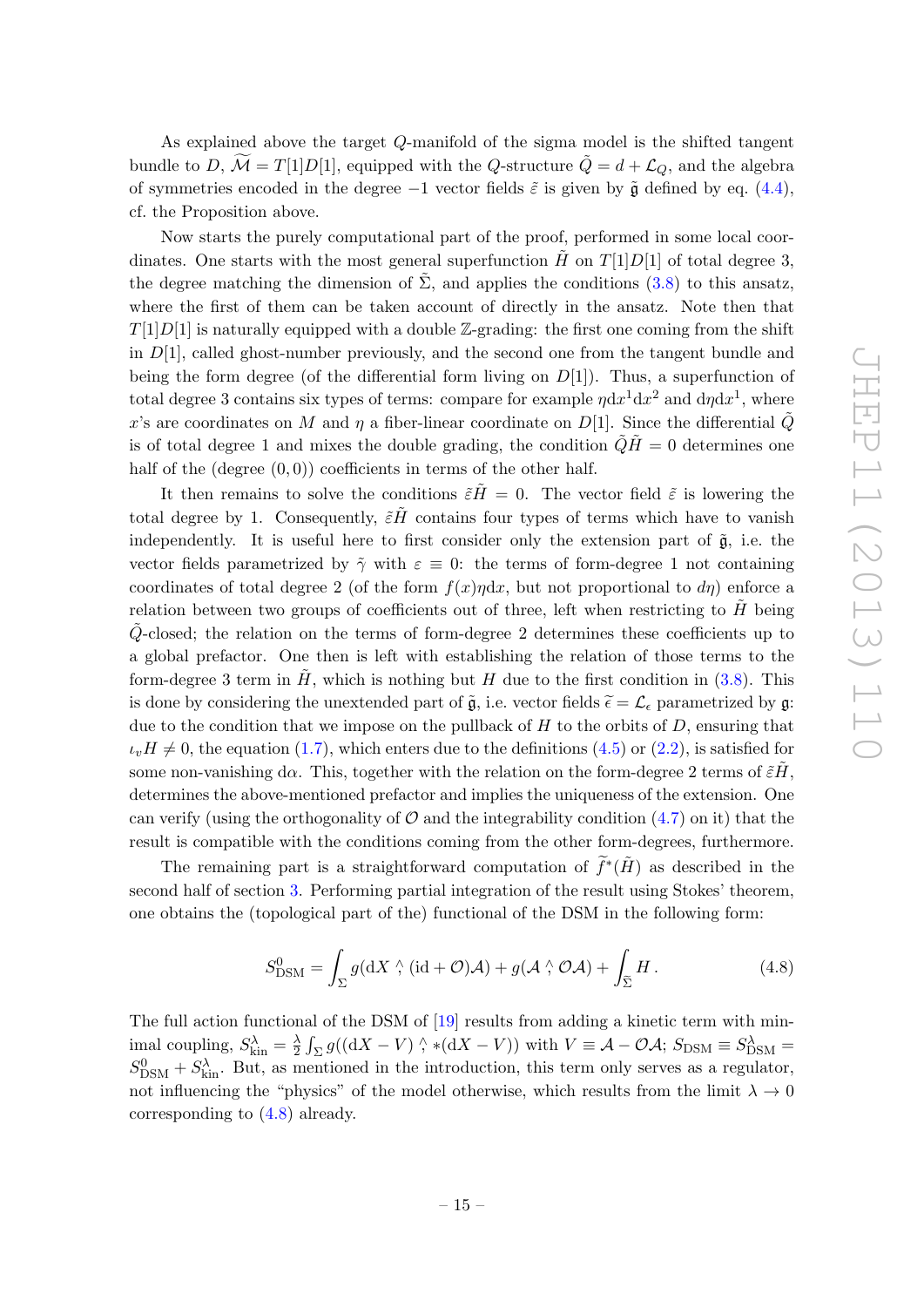As explained above the target $Q$-manifold of the sigma model is the shifted tangent bundle to $D$, $\widetilde{\mathcal{M}} = T[1]D[1]$, equipped with the $Q$-structure $\tilde{Q} = d + \mathcal{L}_Q$, and the algebra of symmetries encoded in the degree $-1$ vector fields $\tilde{\varepsilon}$ is given by $\tilde{\mathfrak{g}}$ defined by eq. (4.4), cf. the Proposition above.

Now starts the purely computational part of the proof, performed in some local coordinates. One starts with the most general superfunction $\tilde{H}$ on $T[1]D[1]$ of total degree 3, the degree matching the dimension of $\tilde{\Sigma}$, and applies the conditions (3.8) to this ansatz, where the first of them can be taken account of directly in the ansatz. Note then that $T[1]D[1]$ is naturally equipped with a double $\mathbb{Z}$-grading: the first one coming from the shift in $D[1]$, called ghost-number previously, and the second one from the tangent bundle and being the form degree (of the differential form living on $D[1]$). Thus, a superfunction of total degree 3 contains six types of terms: compare for example $\eta \mathrm{d}x^1 \mathrm{d}x^2$ and $\mathrm{d}\eta \mathrm{d}x^1$, where $x$'s are coordinates on $M$ and $\eta$ a fiber-linear coordinate on $D[1]$. Since the differential $\tilde{Q}$ is of total degree 1 and mixes the double grading, the condition $\tilde{Q}\tilde{H} = 0$ determines one half of the (degree $(0,0)$) coefficients in terms of the other half.

It then remains to solve the conditions $\tilde{\varepsilon}\tilde{H} = 0$. The vector field $\tilde{\varepsilon}$ is lowering the total degree by 1. Consequently, $\tilde{\varepsilon}\tilde{H}$ contains four types of terms which have to vanish independently. It is useful here to first consider only the extension part of $\tilde{\mathfrak{g}}$, i.e. the vector fields parametrized by $\tilde{\gamma}$ with $\varepsilon \equiv 0$: the terms of form-degree 1 not containing coordinates of total degree 2 (of the form $f(x)\eta \mathrm{d}x$, but not proportional to $d\eta$) enforce a relation between two groups of coefficients out of three, left when restricting to $\tilde{H}$ being $\tilde{Q}$-closed; the relation on the terms of form-degree 2 determines these coefficients up to a global prefactor. One then is left with establishing the relation of those terms to the form-degree 3 term in $\tilde{H}$, which is nothing but $H$ due to the first condition in (3.8). This is done by considering the unextended part of $\tilde{\mathfrak{g}}$, i.e. vector fields $\tilde{\epsilon} = \mathcal{L}_\epsilon$ parametrized by $\mathfrak{g}$: due to the condition that we impose on the pullback of $H$ to the orbits of $D$, ensuring that $\iota_v H \neq 0$, the equation (1.7), which enters due to the definitions (4.5) or (2.2), is satisfied for some non-vanishing $\mathrm{d}\alpha$. This, together with the relation on the form-degree 2 terms of $\tilde{\varepsilon}\tilde{H}$, determines the above-mentioned prefactor and implies the uniqueness of the extension. One can verify (using the orthogonality of $\mathcal{O}$ and the integrability condition (4.7) on it) that the result is compatible with the conditions coming from the other form-degrees, furthermore.

The remaining part is a straightforward computation of $\widetilde{f}^*(\tilde{H})$ as described in the second half of section 3. Performing partial integration of the result using Stokes' theorem, one obtains the (topological part of the) functional of the DSM in the following form:

$$S^0_{\mathrm{DSM}} = \int_\Sigma g(\mathrm{d}X \overset{\wedge}{,} (\mathrm{id} + \mathcal{O})\mathcal{A}) + g(\mathcal{A} \overset{\wedge}{,} \mathcal{O}\mathcal{A}) + \int_{\tilde{\Sigma}} H\,. \tag{4.8}$$

The full action functional of the DSM of [19] results from adding a kinetic term with minimal coupling, $S^\lambda_{\mathrm{kin}} = \frac{\lambda}{2} \int_\Sigma g((\mathrm{d}X - V) \overset{\wedge}{,} *(\mathrm{d}X - V))$ with $V \equiv \mathcal{A} - \mathcal{O}\mathcal{A}$; $S_{\mathrm{DSM}} \equiv S^\lambda_{\mathrm{DSM}} = S^0_{\mathrm{DSM}} + S^\lambda_{\mathrm{kin}}$. But, as mentioned in the introduction, this term only serves as a regulator, not influencing the "physics" of the model otherwise, which results from the limit $\lambda \to 0$ corresponding to (4.8) already.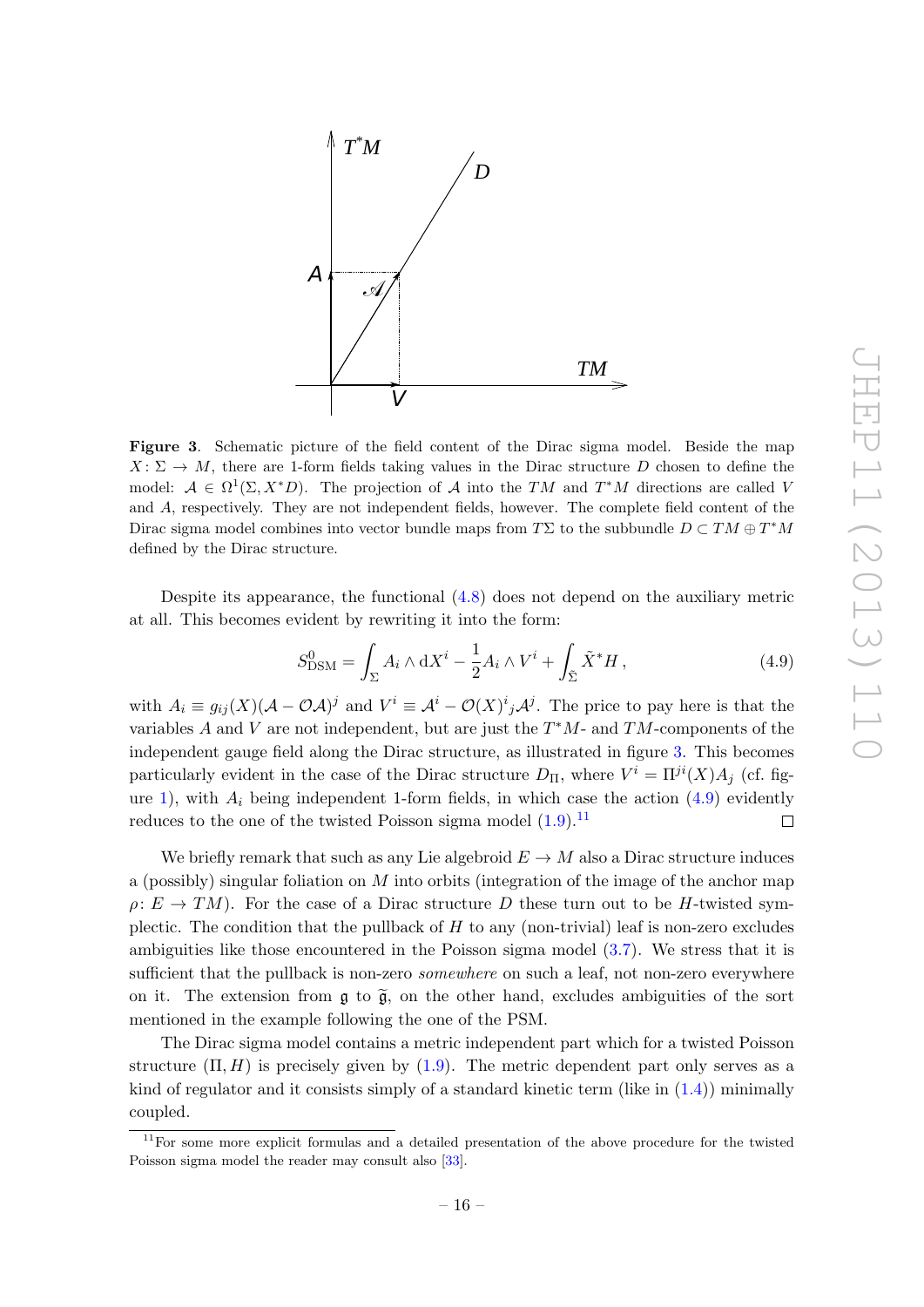**Figure 3**. Schematic picture of the field content of the Dirac sigma model. Beside the map $X\colon \Sigma \to M$, there are 1-form fields taking values in the Dirac structure $D$ chosen to define the model: $\mathcal{A} \in \Omega^1(\Sigma, X^*D)$. The projection of $\mathcal{A}$ into the $TM$ and $T^*M$ directions are called $V$ and $A$, respectively. They are not independent fields, however. The complete field content of the Dirac sigma model combines into vector bundle maps from $T\Sigma$ to the subbundle $D \subset TM \oplus T^*M$ defined by the Dirac structure.

Despite its appearance, the functional (4.8) does not depend on the auxiliary metric at all. This becomes evident by rewriting it into the form:

$$S^0_{\mathrm{DSM}} = \int_\Sigma A_i \wedge \mathrm{d}X^i - \frac{1}{2} A_i \wedge V^i + \int_{\tilde{\Sigma}} \tilde{X}^* H\,, \tag{4.9}$$

with $A_i \equiv g_{ij}(X)(\mathcal{A} - \mathcal{O}\mathcal{A})^j$ and $V^i \equiv \mathcal{A}^i - \mathcal{O}(X)^i{}_j \mathcal{A}^j$. The price to pay here is that the variables $A$ and $V$ are not independent, but are just the $T^*M$- and $TM$-components of the independent gauge field along the Dirac structure, as illustrated in figure 3. This becomes particularly evident in the case of the Dirac structure $D_\Pi$, where $V^i = \Pi^{ji}(X)A_j$ (cf. figure 1), with $A_i$ being independent 1-form fields, in which case the action (4.9) evidently reduces to the one of the twisted Poisson sigma model (1.9).[11] □

We briefly remark that such as any Lie algebroid $E \to M$ also a Dirac structure induces a (possibly) singular foliation on $M$ into orbits (integration of the image of the anchor map $\rho\colon E \to TM$). For the case of a Dirac structure $D$ these turn out to be $H$-twisted symplectic. The condition that the pullback of $H$ to any (non-trivial) leaf is non-zero excludes ambiguities like those encountered in the Poisson sigma model (3.7). We stress that it is sufficient that the pullback is non-zero *somewhere* on such a leaf, not non-zero everywhere on it. The extension from $\mathfrak{g}$ to $\tilde{\mathfrak{g}}$, on the other hand, excludes ambiguities of the sort mentioned in the example following the one of the PSM.

The Dirac sigma model contains a metric independent part which for a twisted Poisson structure $(\Pi, H)$ is precisely given by (1.9). The metric dependent part only serves as a kind of regulator and it consists simply of a standard kinetic term (like in (1.4)) minimally coupled.

[11] For some more explicit formulas and a detailed presentation of the above procedure for the twisted Poisson sigma model the reader may consult also [33].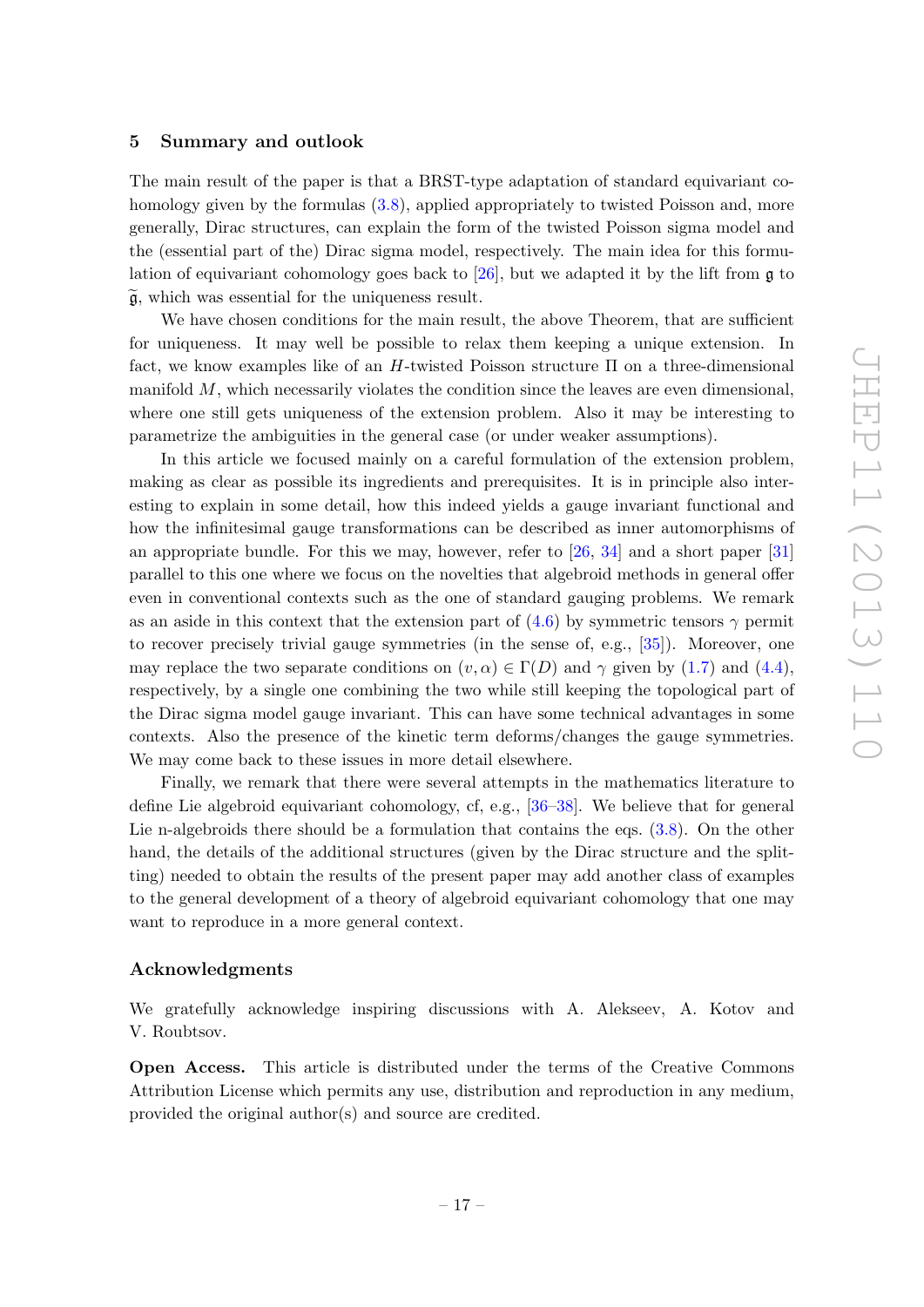## 5 Summary and outlook

The main result of the paper is that a BRST-type adaptation of standard equivariant cohomology given by the formulas (3.8), applied appropriately to twisted Poisson and, more generally, Dirac structures, can explain the form of the twisted Poisson sigma model and the (essential part of the) Dirac sigma model, respectively. The main idea for this formulation of equivariant cohomology goes back to [26], but we adapted it by the lift from $\mathfrak{g}$ to $\widetilde{\mathfrak{g}}$, which was essential for the uniqueness result.

We have chosen conditions for the main result, the above Theorem, that are sufficient for uniqueness. It may well be possible to relax them keeping a unique extension. In fact, we know examples like of an $H$-twisted Poisson structure $\Pi$ on a three-dimensional manifold $M$, which necessarily violates the condition since the leaves are even dimensional, where one still gets uniqueness of the extension problem. Also it may be interesting to parametrize the ambiguities in the general case (or under weaker assumptions).

In this article we focused mainly on a careful formulation of the extension problem, making as clear as possible its ingredients and prerequisites. It is in principle also interesting to explain in some detail, how this indeed yields a gauge invariant functional and how the infinitesimal gauge transformations can be described as inner automorphisms of an appropriate bundle. For this we may, however, refer to [26, 34] and a short paper [31] parallel to this one where we focus on the novelties that algebroid methods in general offer even in conventional contexts such as the one of standard gauging problems. We remark as an aside in this context that the extension part of (4.6) by symmetric tensors $\gamma$ permit to recover precisely trivial gauge symmetries (in the sense of, e.g., [35]). Moreover, one may replace the two separate conditions on $(v, \alpha) \in \Gamma(D)$ and $\gamma$ given by (1.7) and (4.4), respectively, by a single one combining the two while still keeping the topological part of the Dirac sigma model gauge invariant. This can have some technical advantages in some contexts. Also the presence of the kinetic term deforms/changes the gauge symmetries. We may come back to these issues in more detail elsewhere.

Finally, we remark that there were several attempts in the mathematics literature to define Lie algebroid equivariant cohomology, cf, e.g., [36–38]. We believe that for general Lie n-algebroids there should be a formulation that contains the eqs. (3.8). On the other hand, the details of the additional structures (given by the Dirac structure and the splitting) needed to obtain the results of the present paper may add another class of examples to the general development of a theory of algebroid equivariant cohomology that one may want to reproduce in a more general context.

### Acknowledgments

We gratefully acknowledge inspiring discussions with A. Alekseev, A. Kotov and V. Roubtsov.

**Open Access.** This article is distributed under the terms of the Creative Commons Attribution License which permits any use, distribution and reproduction in any medium, provided the original author(s) and source are credited.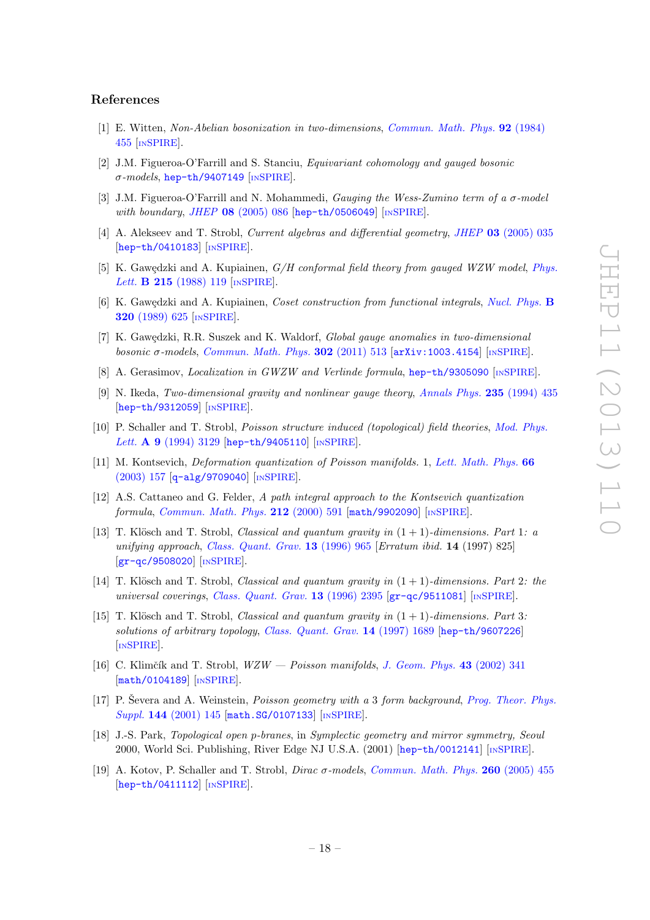## References

[1] E. Witten, *Non-Abelian bosonization in two-dimensions*, *Commun. Math. Phys.* **92** (1984) 455 [INSPIRE].

[2] J.M. Figueroa-O'Farrill and S. Stanciu, *Equivariant cohomology and gauged bosonic σ-models*, hep-th/9407149 [INSPIRE].

[3] J.M. Figueroa-O'Farrill and N. Mohammedi, *Gauging the Wess-Zumino term of a σ-model with boundary*, *JHEP* **08** (2005) 086 [hep-th/0506049] [INSPIRE].

[4] A. Alekseev and T. Strobl, *Current algebras and differential geometry*, *JHEP* **03** (2005) 035 [hep-th/0410183] [INSPIRE].

[5] K. Gawędzki and A. Kupiainen, *G/H conformal field theory from gauged WZW model*, *Phys. Lett.* **B 215** (1988) 119 [INSPIRE].

[6] K. Gawędzki and A. Kupiainen, *Coset construction from functional integrals*, *Nucl. Phys.* **B 320** (1989) 625 [INSPIRE].

[7] K. Gawędzki, R.R. Suszek and K. Waldorf, *Global gauge anomalies in two-dimensional bosonic σ-models*, *Commun. Math. Phys.* **302** (2011) 513 [arXiv:1003.4154] [INSPIRE].

[8] A. Gerasimov, *Localization in GWZW and Verlinde formula*, hep-th/9305090 [INSPIRE].

[9] N. Ikeda, *Two-dimensional gravity and nonlinear gauge theory*, *Annals Phys.* **235** (1994) 435 [hep-th/9312059] [INSPIRE].

[10] P. Schaller and T. Strobl, *Poisson structure induced (topological) field theories*, *Mod. Phys. Lett.* **A 9** (1994) 3129 [hep-th/9405110] [INSPIRE].

[11] M. Kontsevich, *Deformation quantization of Poisson manifolds*. 1, *Lett. Math. Phys.* **66** (2003) 157 [q-alg/9709040] [INSPIRE].

[12] A.S. Cattaneo and G. Felder, *A path integral approach to the Kontsevich quantization formula*, *Commun. Math. Phys.* **212** (2000) 591 [math/9902090] [INSPIRE].

[13] T. Klösch and T. Strobl, *Classical and quantum gravity in $(1+1)$-dimensions. Part 1: a unifying approach*, *Class. Quant. Grav.* **13** (1996) 965 [*Erratum ibid.* **14** (1997) 825] [gr-qc/9508020] [INSPIRE].

[14] T. Klösch and T. Strobl, *Classical and quantum gravity in $(1+1)$-dimensions. Part 2: the universal coverings*, *Class. Quant. Grav.* **13** (1996) 2395 [gr-qc/9511081] [INSPIRE].

[15] T. Klösch and T. Strobl, *Classical and quantum gravity in $(1+1)$-dimensions. Part 3: solutions of arbitrary topology*, *Class. Quant. Grav.* **14** (1997) 1689 [hep-th/9607226] [INSPIRE].

[16] C. Klimčík and T. Strobl, *WZW — Poisson manifolds*, *J. Geom. Phys.* **43** (2002) 341 [math/0104189] [INSPIRE].

[17] P. Ševera and A. Weinstein, *Poisson geometry with a 3 form background*, *Prog. Theor. Phys. Suppl.* **144** (2001) 145 [math.SG/0107133] [INSPIRE].

[18] J.-S. Park, *Topological open p-branes*, in *Symplectic geometry and mirror symmetry, Seoul* 2000, World Sci. Publishing, River Edge NJ U.S.A. (2001) [hep-th/0012141] [INSPIRE].

[19] A. Kotov, P. Schaller and T. Strobl, *Dirac σ-models*, *Commun. Math. Phys.* **260** (2005) 455 [hep-th/0411112] [INSPIRE].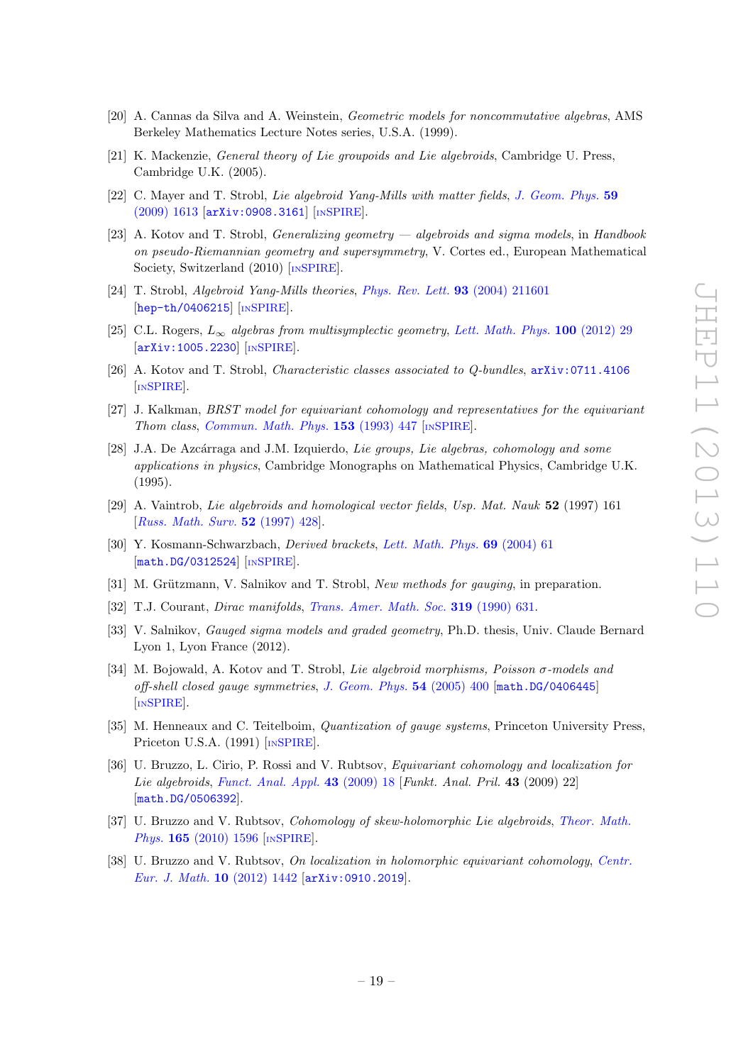[20] A. Cannas da Silva and A. Weinstein, *Geometric models for noncommutative algebras*, AMS Berkeley Mathematics Lecture Notes series, U.S.A. (1999).

[21] K. Mackenzie, *General theory of Lie groupoids and Lie algebroids*, Cambridge U. Press, Cambridge U.K. (2005).

[22] C. Mayer and T. Strobl, *Lie algebroid Yang-Mills with matter fields*, J. Geom. Phys. **59** (2009) 1613 [arXiv:0908.3161] [INSPIRE].

[23] A. Kotov and T. Strobl, *Generalizing geometry — algebroids and sigma models*, in *Handbook on pseudo-Riemannian geometry and supersymmetry*, V. Cortes ed., European Mathematical Society, Switzerland (2010) [INSPIRE].

[24] T. Strobl, *Algebroid Yang-Mills theories*, Phys. Rev. Lett. **93** (2004) 211601 [hep-th/0406215] [INSPIRE].

[25] C.L. Rogers, *$L_\infty$ algebras from multisymplectic geometry*, Lett. Math. Phys. **100** (2012) 29 [arXiv:1005.2230] [INSPIRE].

[26] A. Kotov and T. Strobl, *Characteristic classes associated to Q-bundles*, arXiv:0711.4106 [INSPIRE].

[27] J. Kalkman, *BRST model for equivariant cohomology and representatives for the equivariant Thom class*, Commun. Math. Phys. **153** (1993) 447 [INSPIRE].

[28] J.A. De Azcárraga and J.M. Izquierdo, *Lie groups, Lie algebras, cohomology and some applications in physics*, Cambridge Monographs on Mathematical Physics, Cambridge U.K. (1995).

[29] A. Vaintrob, *Lie algebroids and homological vector fields*, *Usp. Mat. Nauk* **52** (1997) 161 [Russ. Math. Surv. **52** (1997) 428].

[30] Y. Kosmann-Schwarzbach, *Derived brackets*, Lett. Math. Phys. **69** (2004) 61 [math.DG/0312524] [INSPIRE].

[31] M. Grützmann, V. Salnikov and T. Strobl, *New methods for gauging*, in preparation.

[32] T.J. Courant, *Dirac manifolds*, Trans. Amer. Math. Soc. **319** (1990) 631.

[33] V. Salnikov, *Gauged sigma models and graded geometry*, Ph.D. thesis, Univ. Claude Bernard Lyon 1, Lyon France (2012).

[34] M. Bojowald, A. Kotov and T. Strobl, *Lie algebroid morphisms, Poisson σ-models and off-shell closed gauge symmetries*, J. Geom. Phys. **54** (2005) 400 [math.DG/0406445] [INSPIRE].

[35] M. Henneaux and C. Teitelboim, *Quantization of gauge systems*, Princeton University Press, Priceton U.S.A. (1991) [INSPIRE].

[36] U. Bruzzo, L. Cirio, P. Rossi and V. Rubtsov, *Equivariant cohomology and localization for Lie algebroids*, Funct. Anal. Appl. **43** (2009) 18 [*Funkt. Anal. Pril.* **43** (2009) 22] [math.DG/0506392].

[37] U. Bruzzo and V. Rubtsov, *Cohomology of skew-holomorphic Lie algebroids*, Theor. Math. Phys. **165** (2010) 1596 [INSPIRE].

[38] U. Bruzzo and V. Rubtsov, *On localization in holomorphic equivariant cohomology*, Centr. Eur. J. Math. **10** (2012) 1442 [arXiv:0910.2019].